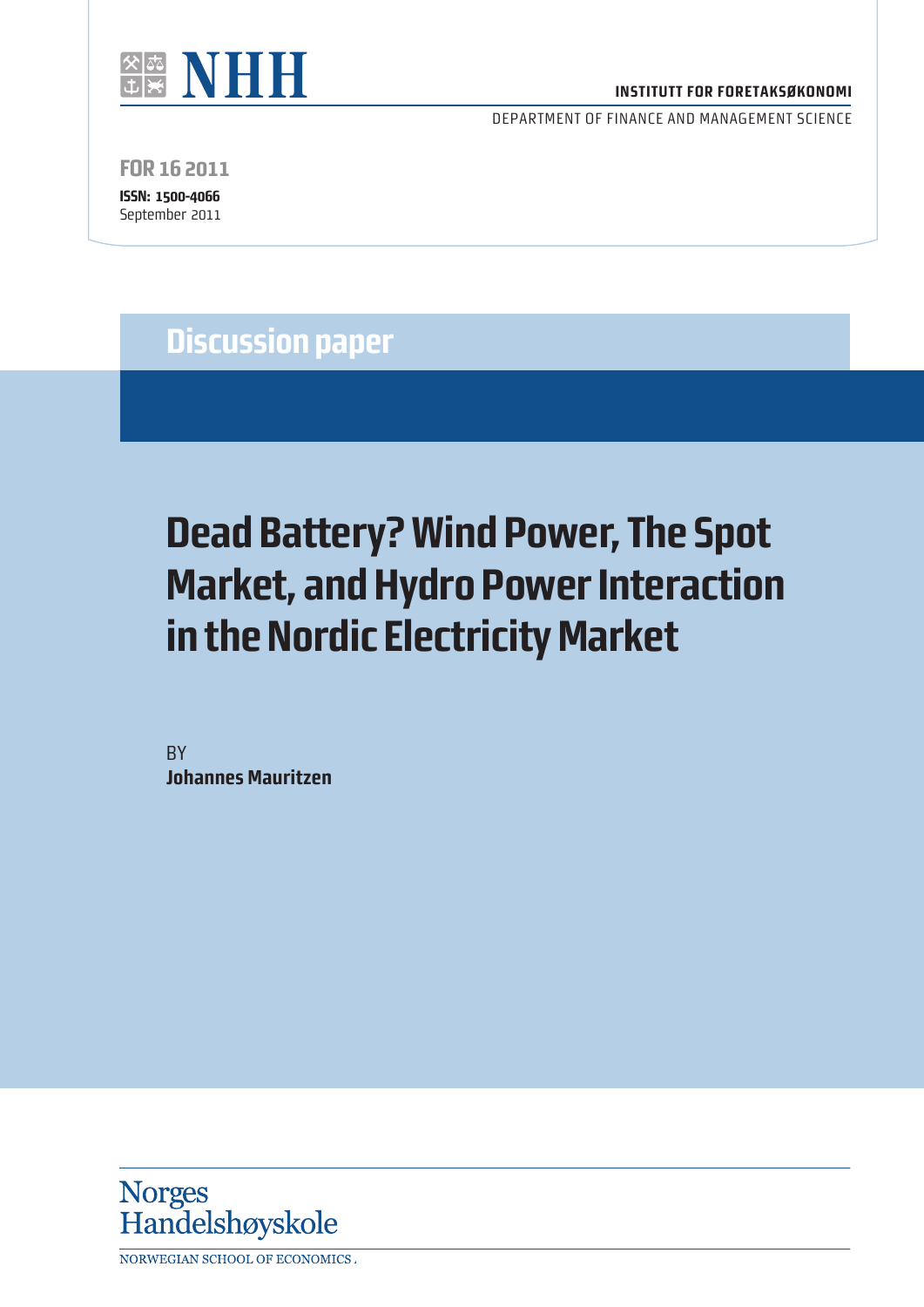NHH

**INSTITUTT FOR FORETAKSØKONOMI**

DEPARTMENT OF FINANCE AND MANAGEMENT SCIENCE

**FOR 16 2011**

**ISSN: 1500-4066**

September 2011

**Discussion paper**

# Dead Battery? Wind Power, The Spot Market, and Hydro Power Interaction in the Nordic Electricity Market

BY

**Johannes Mauritzen**

Norges Handelshøyskole

NORWEGIAN SCHOOL OF ECONOMICS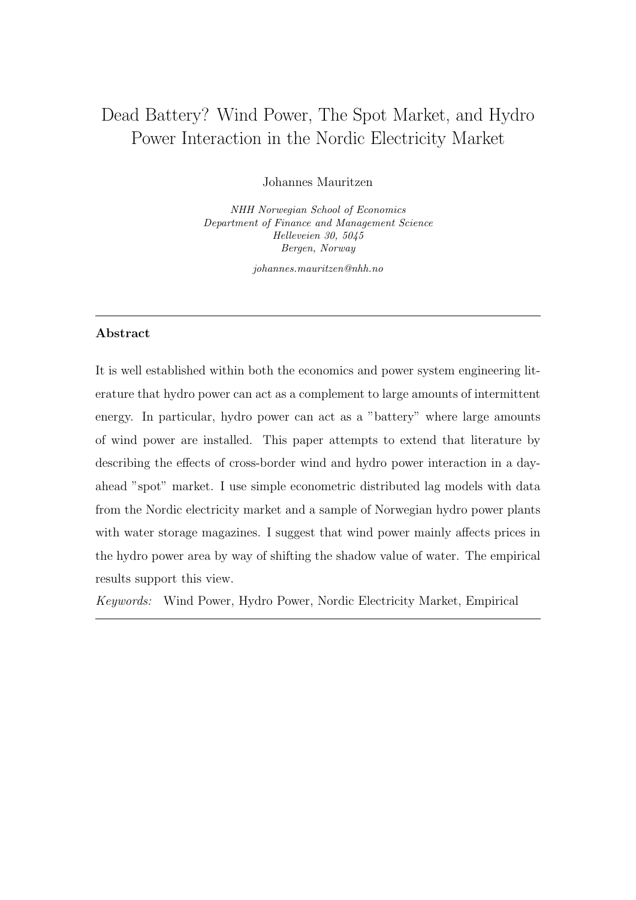# Dead Battery? Wind Power, The Spot Market, and Hydro Power Interaction in the Nordic Electricity Market

Johannes Mauritzen

*NHH Norwegian School of Economics*
*Department of Finance and Management Science*
*Helleveien 30, 5045*
*Bergen, Norway*

*johannes.mauritzen@nhh.no*

---

**Abstract**

It is well established within both the economics and power system engineering literature that hydro power can act as a complement to large amounts of intermittent energy. In particular, hydro power can act as a "battery" where large amounts of wind power are installed. This paper attempts to extend that literature by describing the effects of cross-border wind and hydro power interaction in a day-ahead "spot" market. I use simple econometric distributed lag models with data from the Nordic electricity market and a sample of Norwegian hydro power plants with water storage magazines. I suggest that wind power mainly affects prices in the hydro power area by way of shifting the shadow value of water. The empirical results support this view.

*Keywords:* Wind Power, Hydro Power, Nordic Electricity Market, Empirical

---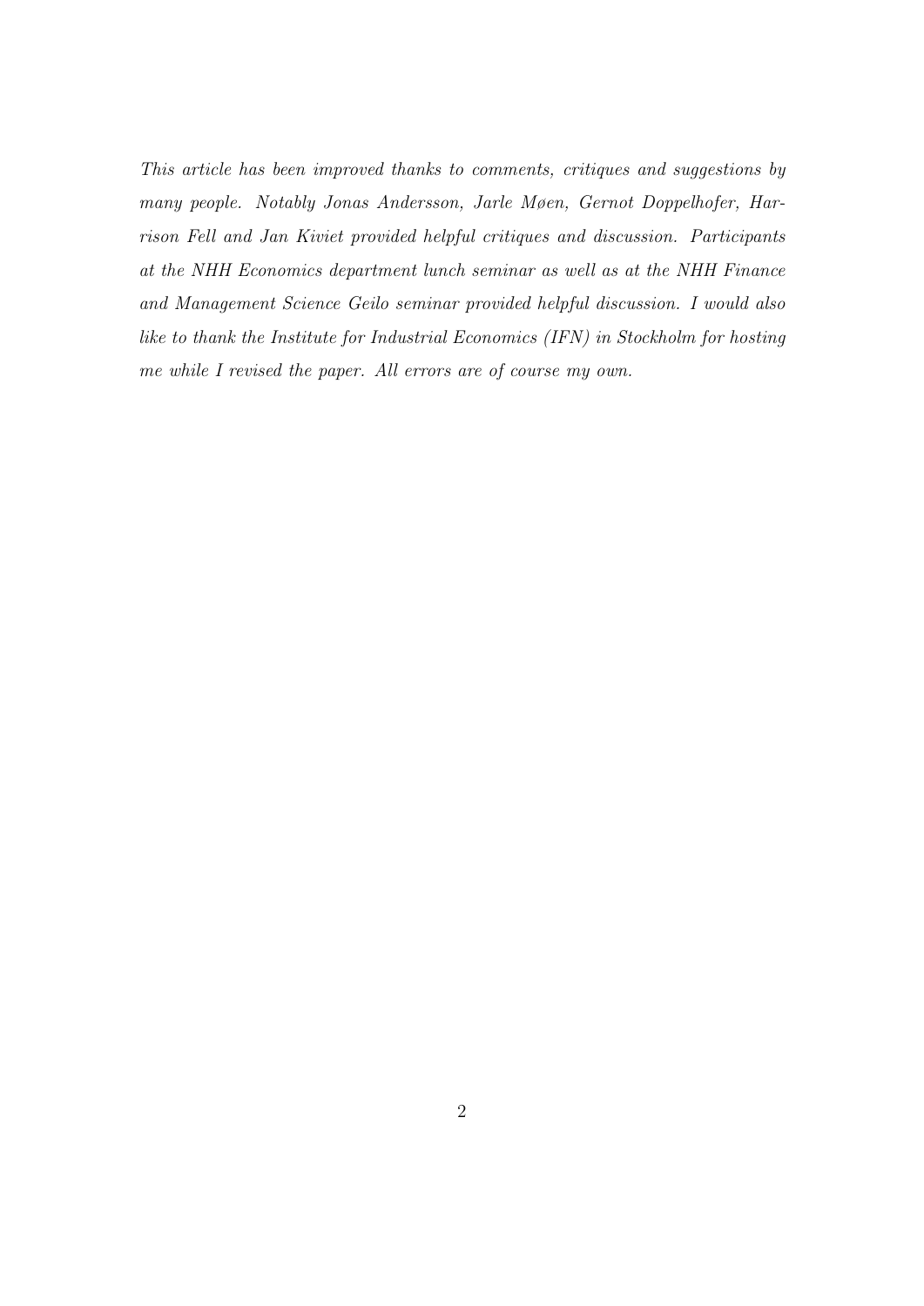*This article has been improved thanks to comments, critiques and suggestions by many people. Notably Jonas Andersson, Jarle Møen, Gernot Doppelhofer, Harrison Fell and Jan Kiviet provided helpful critiques and discussion. Participants at the NHH Economics department lunch seminar as well as at the NHH Finance and Management Science Geilo seminar provided helpful discussion. I would also like to thank the Institute for Industrial Economics (IFN) in Stockholm for hosting me while I revised the paper. All errors are of course my own.*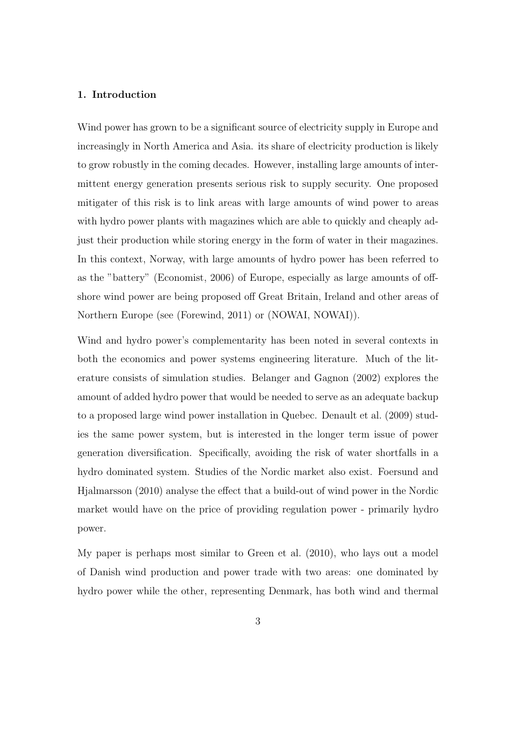## 1. Introduction

Wind power has grown to be a significant source of electricity supply in Europe and increasingly in North America and Asia. its share of electricity production is likely to grow robustly in the coming decades. However, installing large amounts of intermittent energy generation presents serious risk to supply security. One proposed mitigater of this risk is to link areas with large amounts of wind power to areas with hydro power plants with magazines which are able to quickly and cheaply adjust their production while storing energy in the form of water in their magazines. In this context, Norway, with large amounts of hydro power has been referred to as the "battery" (Economist, 2006) of Europe, especially as large amounts of offshore wind power are being proposed off Great Britain, Ireland and other areas of Northern Europe (see (Forewind, 2011) or (NOWAI, NOWAI)).

Wind and hydro power's complementarity has been noted in several contexts in both the economics and power systems engineering literature. Much of the literature consists of simulation studies. Belanger and Gagnon (2002) explores the amount of added hydro power that would be needed to serve as an adequate backup to a proposed large wind power installation in Quebec. Denault et al. (2009) studies the same power system, but is interested in the longer term issue of power generation diversification. Specifically, avoiding the risk of water shortfalls in a hydro dominated system. Studies of the Nordic market also exist. Foersund and Hjalmarsson (2010) analyse the effect that a build-out of wind power in the Nordic market would have on the price of providing regulation power - primarily hydro power.

My paper is perhaps most similar to Green et al. (2010), who lays out a model of Danish wind production and power trade with two areas: one dominated by hydro power while the other, representing Denmark, has both wind and thermal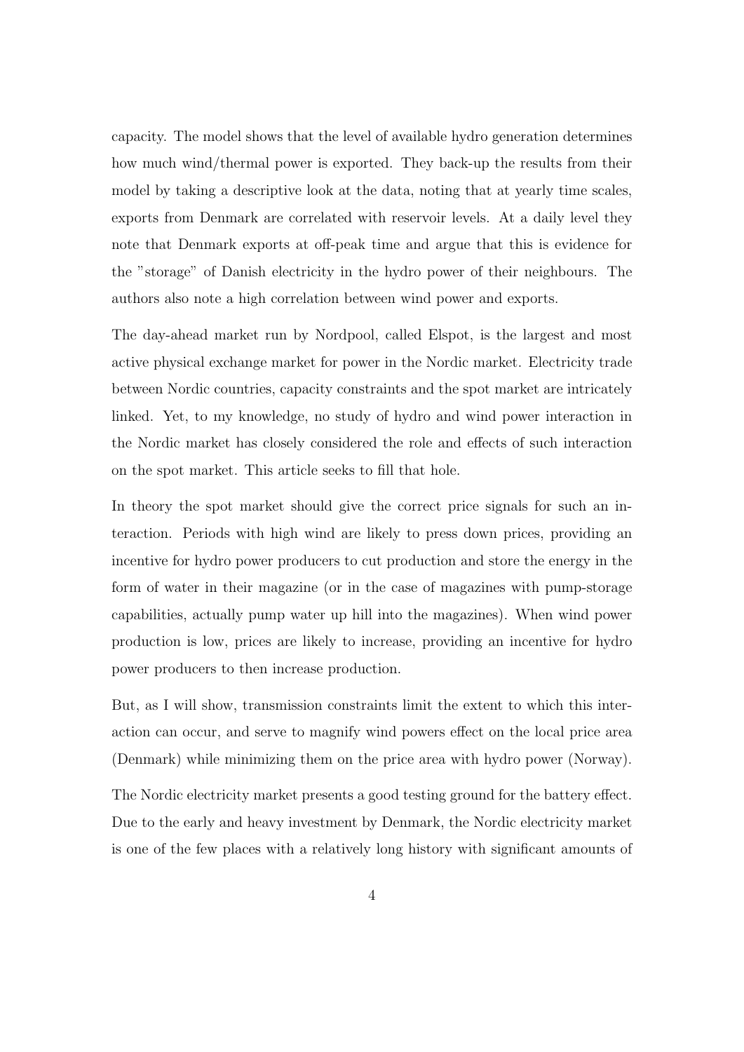capacity. The model shows that the level of available hydro generation determines how much wind/thermal power is exported. They back-up the results from their model by taking a descriptive look at the data, noting that at yearly time scales, exports from Denmark are correlated with reservoir levels. At a daily level they note that Denmark exports at off-peak time and argue that this is evidence for the "storage" of Danish electricity in the hydro power of their neighbours. The authors also note a high correlation between wind power and exports.

The day-ahead market run by Nordpool, called Elspot, is the largest and most active physical exchange market for power in the Nordic market. Electricity trade between Nordic countries, capacity constraints and the spot market are intricately linked. Yet, to my knowledge, no study of hydro and wind power interaction in the Nordic market has closely considered the role and effects of such interaction on the spot market. This article seeks to fill that hole.

In theory the spot market should give the correct price signals for such an interaction. Periods with high wind are likely to press down prices, providing an incentive for hydro power producers to cut production and store the energy in the form of water in their magazine (or in the case of magazines with pump-storage capabilities, actually pump water up hill into the magazines). When wind power production is low, prices are likely to increase, providing an incentive for hydro power producers to then increase production.

But, as I will show, transmission constraints limit the extent to which this interaction can occur, and serve to magnify wind powers effect on the local price area (Denmark) while minimizing them on the price area with hydro power (Norway).

The Nordic electricity market presents a good testing ground for the battery effect. Due to the early and heavy investment by Denmark, the Nordic electricity market is one of the few places with a relatively long history with significant amounts of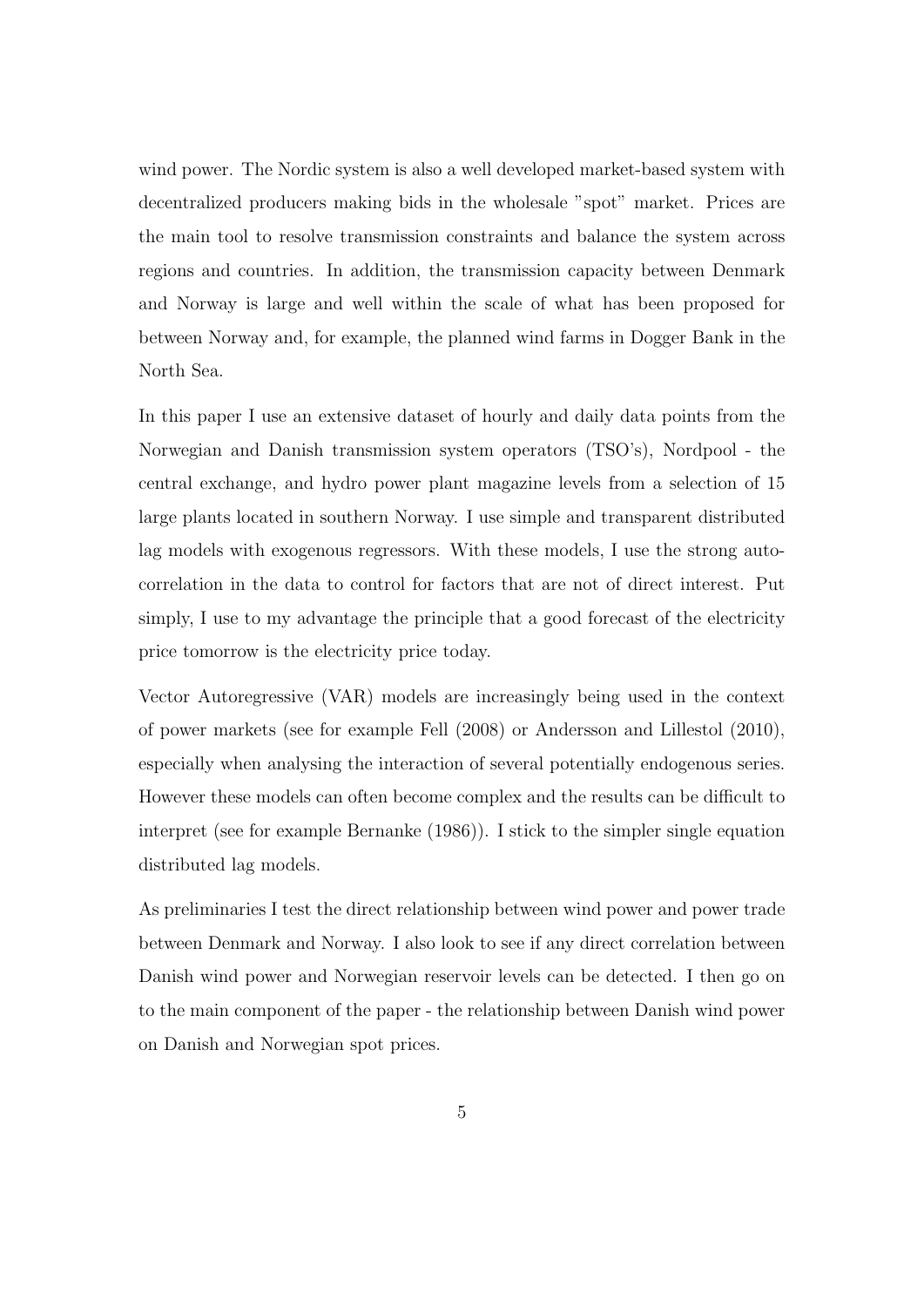wind power. The Nordic system is also a well developed market-based system with decentralized producers making bids in the wholesale "spot" market. Prices are the main tool to resolve transmission constraints and balance the system across regions and countries. In addition, the transmission capacity between Denmark and Norway is large and well within the scale of what has been proposed for between Norway and, for example, the planned wind farms in Dogger Bank in the North Sea.

In this paper I use an extensive dataset of hourly and daily data points from the Norwegian and Danish transmission system operators (TSO's), Nordpool - the central exchange, and hydro power plant magazine levels from a selection of 15 large plants located in southern Norway. I use simple and transparent distributed lag models with exogenous regressors. With these models, I use the strong autocorrelation in the data to control for factors that are not of direct interest. Put simply, I use to my advantage the principle that a good forecast of the electricity price tomorrow is the electricity price today.

Vector Autoregressive (VAR) models are increasingly being used in the context of power markets (see for example Fell (2008) or Andersson and Lillestol (2010), especially when analysing the interaction of several potentially endogenous series. However these models can often become complex and the results can be difficult to interpret (see for example Bernanke (1986)). I stick to the simpler single equation distributed lag models.

As preliminaries I test the direct relationship between wind power and power trade between Denmark and Norway. I also look to see if any direct correlation between Danish wind power and Norwegian reservoir levels can be detected. I then go on to the main component of the paper - the relationship between Danish wind power on Danish and Norwegian spot prices.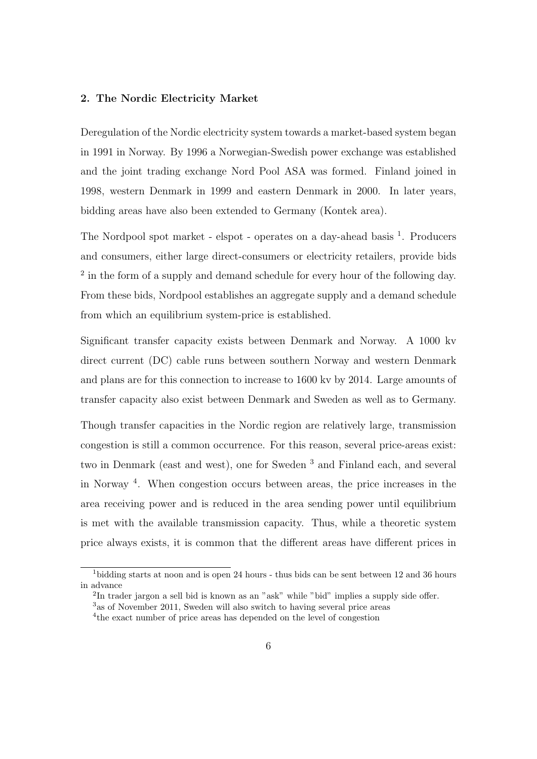## 2. The Nordic Electricity Market

Deregulation of the Nordic electricity system towards a market-based system began in 1991 in Norway. By 1996 a Norwegian-Swedish power exchange was established and the joint trading exchange Nord Pool ASA was formed. Finland joined in 1998, western Denmark in 1999 and eastern Denmark in 2000. In later years, bidding areas have also been extended to Germany (Kontek area).

The Nordpool spot market - elspot - operates on a day-ahead basis [1]. Producers and consumers, either large direct-consumers or electricity retailers, provide bids [2] in the form of a supply and demand schedule for every hour of the following day. From these bids, Nordpool establishes an aggregate supply and a demand schedule from which an equilibrium system-price is established.

Significant transfer capacity exists between Denmark and Norway. A 1000 kv direct current (DC) cable runs between southern Norway and western Denmark and plans are for this connection to increase to 1600 kv by 2014. Large amounts of transfer capacity also exist between Denmark and Sweden as well as to Germany.

Though transfer capacities in the Nordic region are relatively large, transmission congestion is still a common occurrence. For this reason, several price-areas exist: two in Denmark (east and west), one for Sweden [3] and Finland each, and several in Norway [4]. When congestion occurs between areas, the price increases in the area receiving power and is reduced in the area sending power until equilibrium is met with the available transmission capacity. Thus, while a theoretic system price always exists, it is common that the different areas have different prices in

---

[1] bidding starts at noon and is open 24 hours - thus bids can be sent between 12 and 36 hours in advance

[2] In trader jargon a sell bid is known as an "ask" while "bid" implies a supply side offer.

[3] as of November 2011, Sweden will also switch to having several price areas

[4] the exact number of price areas has depended on the level of congestion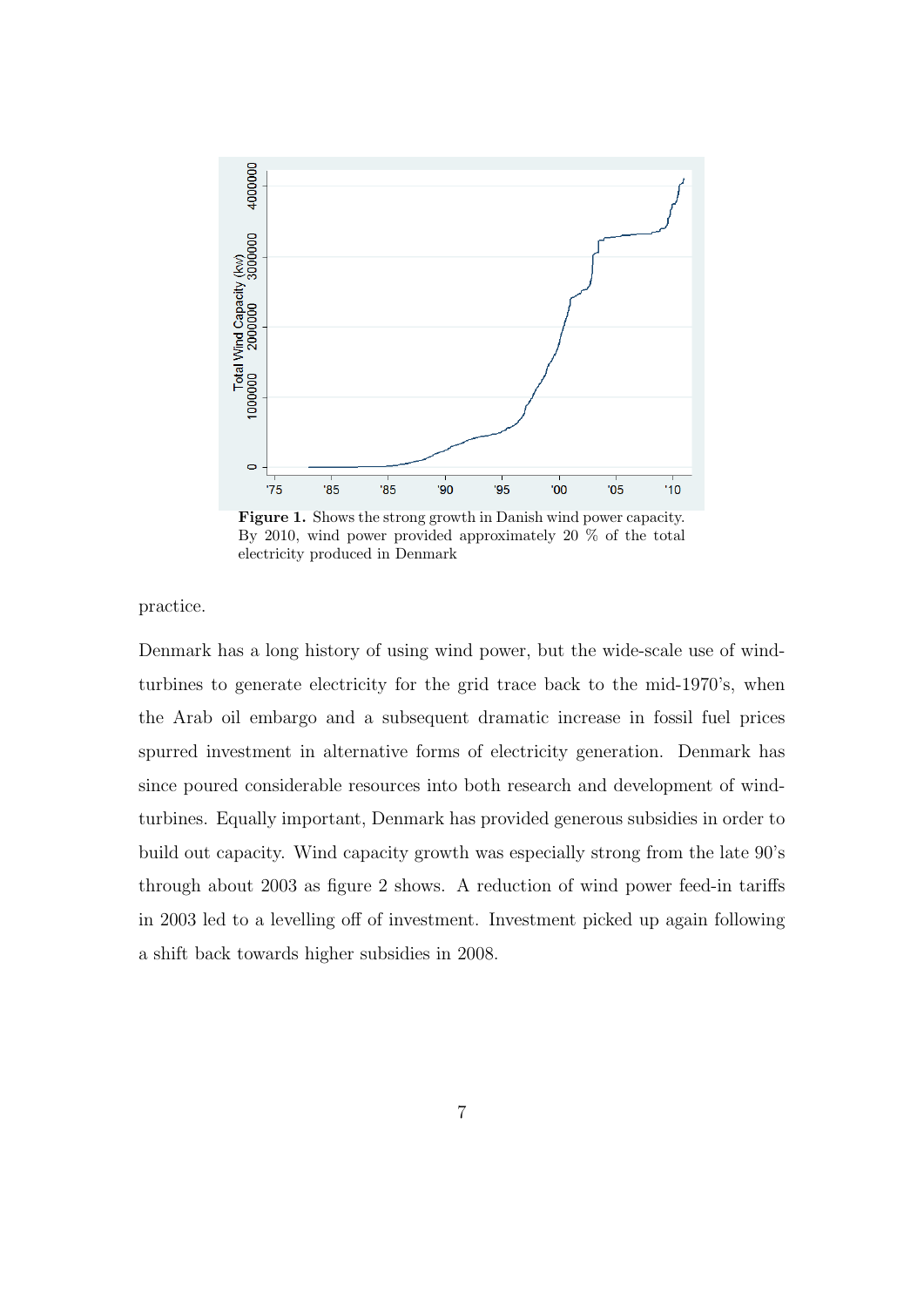**Figure 1.** Shows the strong growth in Danish wind power capacity. By 2010, wind power provided approximately 20 % of the total electricity produced in Denmark

practice.

Denmark has a long history of using wind power, but the wide-scale use of wind-turbines to generate electricity for the grid trace back to the mid-1970's, when the Arab oil embargo and a subsequent dramatic increase in fossil fuel prices spurred investment in alternative forms of electricity generation. Denmark has since poured considerable resources into both research and development of wind-turbines. Equally important, Denmark has provided generous subsidies in order to build out capacity. Wind capacity growth was especially strong from the late 90's through about 2003 as figure 2 shows. A reduction of wind power feed-in tariffs in 2003 led to a levelling off of investment. Investment picked up again following a shift back towards higher subsidies in 2008.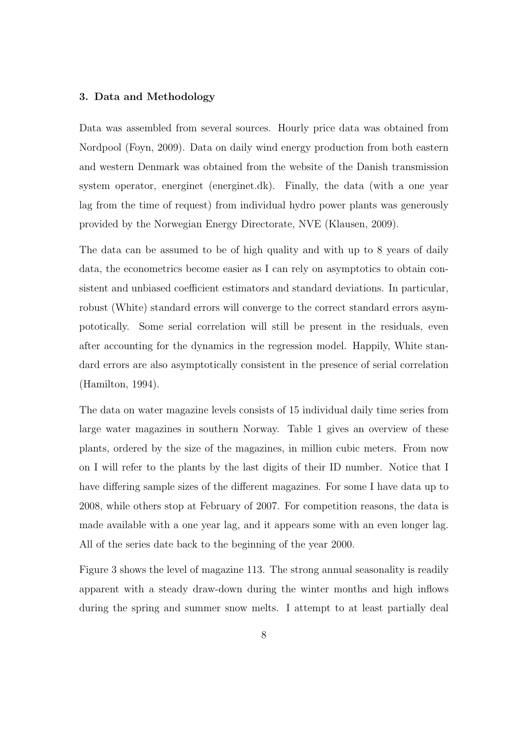### 3. Data and Methodology

Data was assembled from several sources. Hourly price data was obtained from Nordpool (Foyn, 2009). Data on daily wind energy production from both eastern and western Denmark was obtained from the website of the Danish transmission system operator, energinet (energinet.dk). Finally, the data (with a one year lag from the time of request) from individual hydro power plants was generously provided by the Norwegian Energy Directorate, NVE (Klausen, 2009).

The data can be assumed to be of high quality and with up to 8 years of daily data, the econometrics become easier as I can rely on asymptotics to obtain consistent and unbiased coefficient estimators and standard deviations. In particular, robust (White) standard errors will converge to the correct standard errors asympototically. Some serial correlation will still be present in the residuals, even after accounting for the dynamics in the regression model. Happily, White standard errors are also asymptotically consistent in the presence of serial correlation (Hamilton, 1994).

The data on water magazine levels consists of 15 individual daily time series from large water magazines in southern Norway. Table 1 gives an overview of these plants, ordered by the size of the magazines, in million cubic meters. From now on I will refer to the plants by the last digits of their ID number. Notice that I have differing sample sizes of the different magazines. For some I have data up to 2008, while others stop at February of 2007. For competition reasons, the data is made available with a one year lag, and it appears some with an even longer lag. All of the series date back to the beginning of the year 2000.

Figure 3 shows the level of magazine 113. The strong annual seasonality is readily apparent with a steady draw-down during the winter months and high inflows during the spring and summer snow melts. I attempt to at least partially deal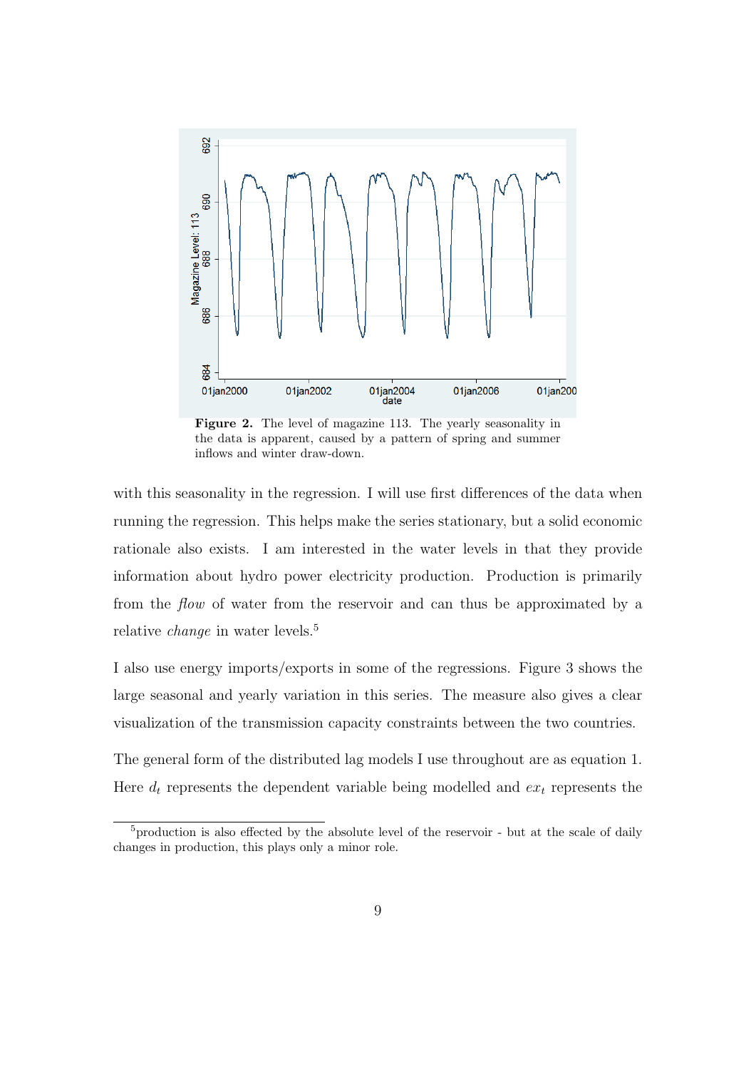**Figure 2.** The level of magazine 113. The yearly seasonality in the data is apparent, caused by a pattern of spring and summer inflows and winter draw-down.

with this seasonality in the regression. I will use first differences of the data when running the regression. This helps make the series stationary, but a solid economic rationale also exists. I am interested in the water levels in that they provide information about hydro power electricity production. Production is primarily from the *flow* of water from the reservoir and can thus be approximated by a relative *change* in water levels.[5]

I also use energy imports/exports in some of the regressions. Figure 3 shows the large seasonal and yearly variation in this series. The measure also gives a clear visualization of the transmission capacity constraints between the two countries.

The general form of the distributed lag models I use throughout are as equation 1. Here $d_t$ represents the dependent variable being modelled and $ex_t$ represents the

[5] production is also effected by the absolute level of the reservoir - but at the scale of daily changes in production, this plays only a minor role.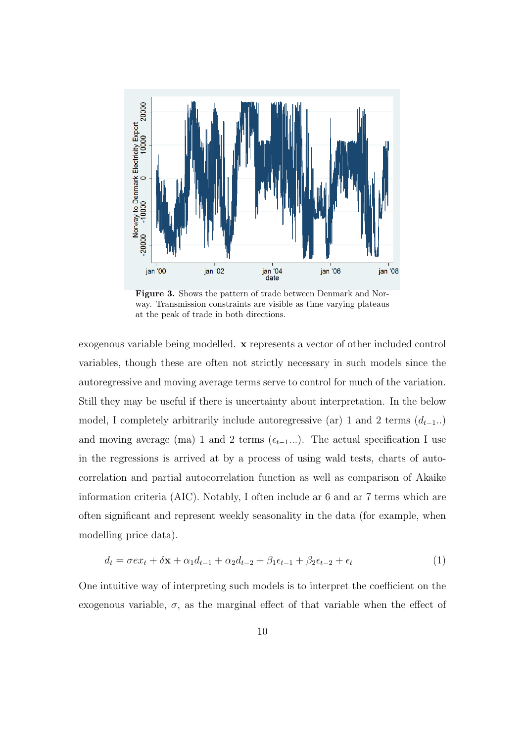Figure 3. Shows the pattern of trade between Denmark and Norway. Transmission constraints are visible as time varying plateaus at the peak of trade in both directions.

exogenous variable being modelled. **x** represents a vector of other included control variables, though these are often not strictly necessary in such models since the autoregressive and moving average terms serve to control for much of the variation. Still they may be useful if there is uncertainty about interpretation. In the below model, I completely arbitrarily include autoregressive (ar) 1 and 2 terms ($d_{t-1}$..) and moving average (ma) 1 and 2 terms ($\epsilon_{t-1}$...). The actual specification I use in the regressions is arrived at by a process of using wald tests, charts of autocorrelation and partial autocorrelation function as well as comparison of Akaike information criteria (AIC). Notably, I often include ar 6 and ar 7 terms which are often significant and represent weekly seasonality in the data (for example, when modelling price data).

$$d_t = \sigma ex_t + \delta \mathbf{x} + \alpha_1 d_{t-1} + \alpha_2 d_{t-2} + \beta_1 \epsilon_{t-1} + \beta_2 \epsilon_{t-2} + \epsilon_t \tag{1}$$

One intuitive way of interpreting such models is to interpret the coefficient on the exogenous variable, $\sigma$, as the marginal effect of that variable when the effect of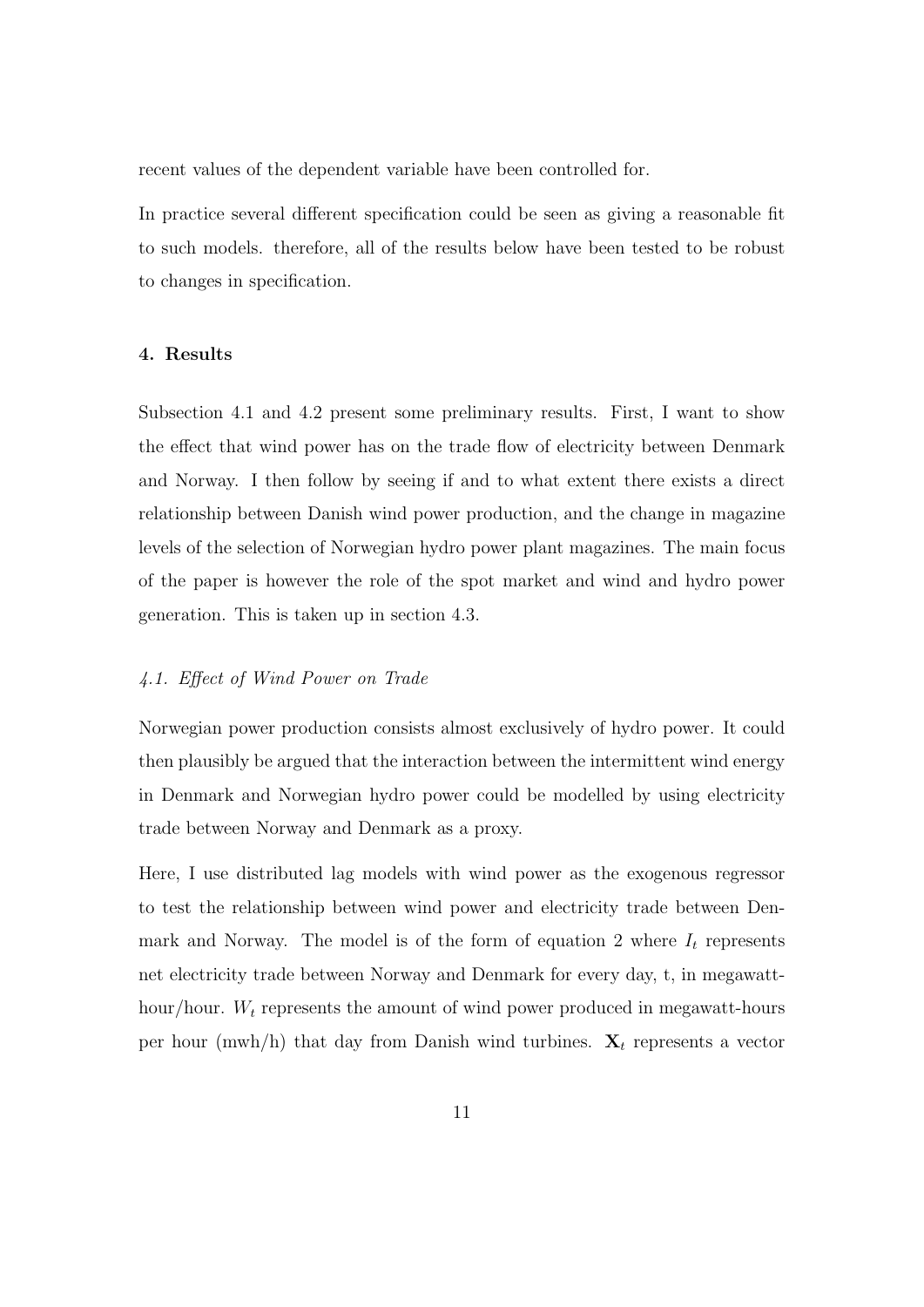recent values of the dependent variable have been controlled for.

In practice several different specification could be seen as giving a reasonable fit to such models. therefore, all of the results below have been tested to be robust to changes in specification.

## 4. Results

Subsection 4.1 and 4.2 present some preliminary results. First, I want to show the effect that wind power has on the trade flow of electricity between Denmark and Norway. I then follow by seeing if and to what extent there exists a direct relationship between Danish wind power production, and the change in magazine levels of the selection of Norwegian hydro power plant magazines. The main focus of the paper is however the role of the spot market and wind and hydro power generation. This is taken up in section 4.3.

### *4.1. Effect of Wind Power on Trade*

Norwegian power production consists almost exclusively of hydro power. It could then plausibly be argued that the interaction between the intermittent wind energy in Denmark and Norwegian hydro power could be modelled by using electricity trade between Norway and Denmark as a proxy.

Here, I use distributed lag models with wind power as the exogenous regressor to test the relationship between wind power and electricity trade between Denmark and Norway. The model is of the form of equation 2 where $I_t$ represents net electricity trade between Norway and Denmark for every day, t, in megawatt-hour/hour. $W_t$ represents the amount of wind power produced in megawatt-hours per hour (mwh/h) that day from Danish wind turbines. $\mathbf{X}_t$ represents a vector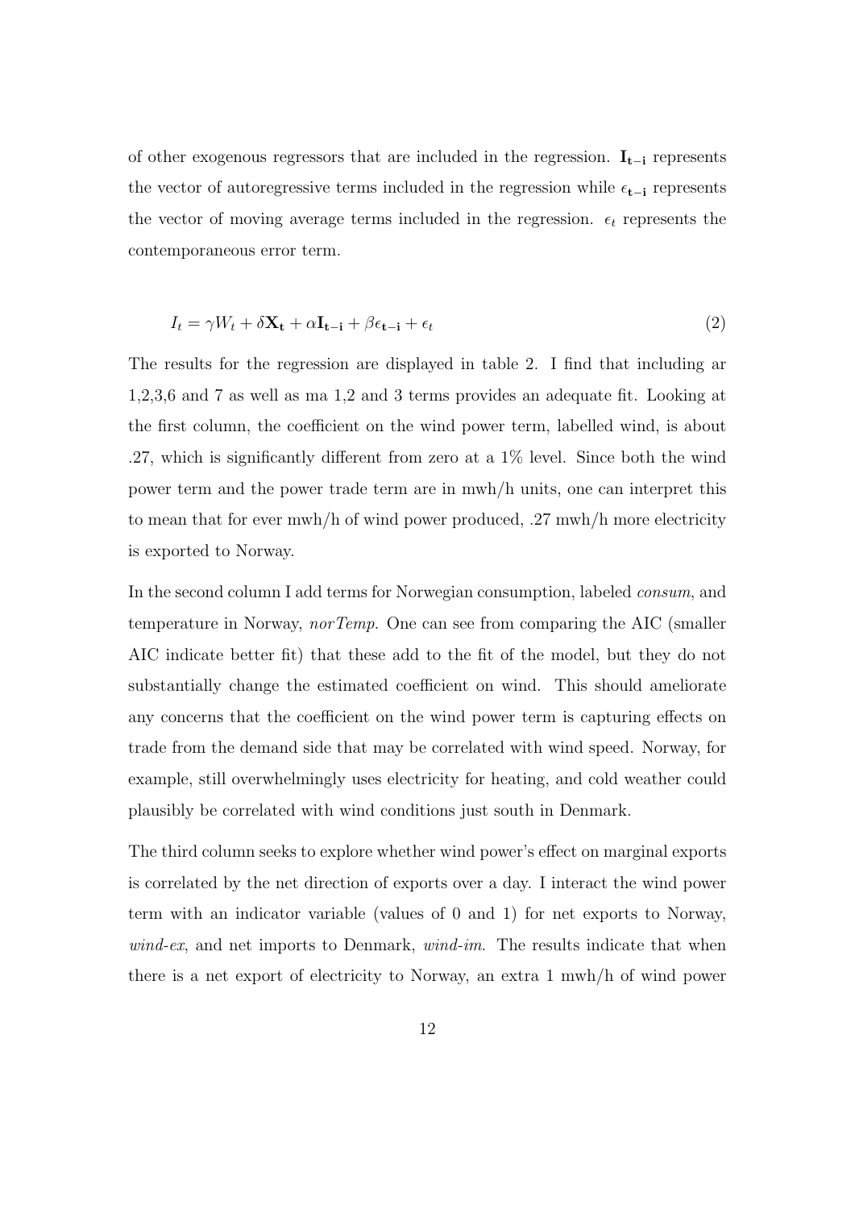of other exogenous regressors that are included in the regression. $\mathbf{I_{t-i}}$ represents the vector of autoregressive terms included in the regression while $\epsilon_{\mathbf{t-i}}$ represents the vector of moving average terms included in the regression. $\epsilon_t$ represents the contemporaneous error term.

$$I_t = \gamma W_t + \delta \mathbf{X_t} + \alpha \mathbf{I_{t-i}} + \beta \epsilon_{\mathbf{t-i}} + \epsilon_t \tag{2}$$

The results for the regression are displayed in table 2. I find that including ar 1,2,3,6 and 7 as well as ma 1,2 and 3 terms provides an adequate fit. Looking at the first column, the coefficient on the wind power term, labelled wind, is about .27, which is significantly different from zero at a 1% level. Since both the wind power term and the power trade term are in mwh/h units, one can interpret this to mean that for ever mwh/h of wind power produced, .27 mwh/h more electricity is exported to Norway.

In the second column I add terms for Norwegian consumption, labeled *consum*, and temperature in Norway, *norTemp*. One can see from comparing the AIC (smaller AIC indicate better fit) that these add to the fit of the model, but they do not substantially change the estimated coefficient on wind. This should ameliorate any concerns that the coefficient on the wind power term is capturing effects on trade from the demand side that may be correlated with wind speed. Norway, for example, still overwhelmingly uses electricity for heating, and cold weather could plausibly be correlated with wind conditions just south in Denmark.

The third column seeks to explore whether wind power's effect on marginal exports is correlated by the net direction of exports over a day. I interact the wind power term with an indicator variable (values of 0 and 1) for net exports to Norway, *wind-ex*, and net imports to Denmark, *wind-im*. The results indicate that when there is a net export of electricity to Norway, an extra 1 mwh/h of wind power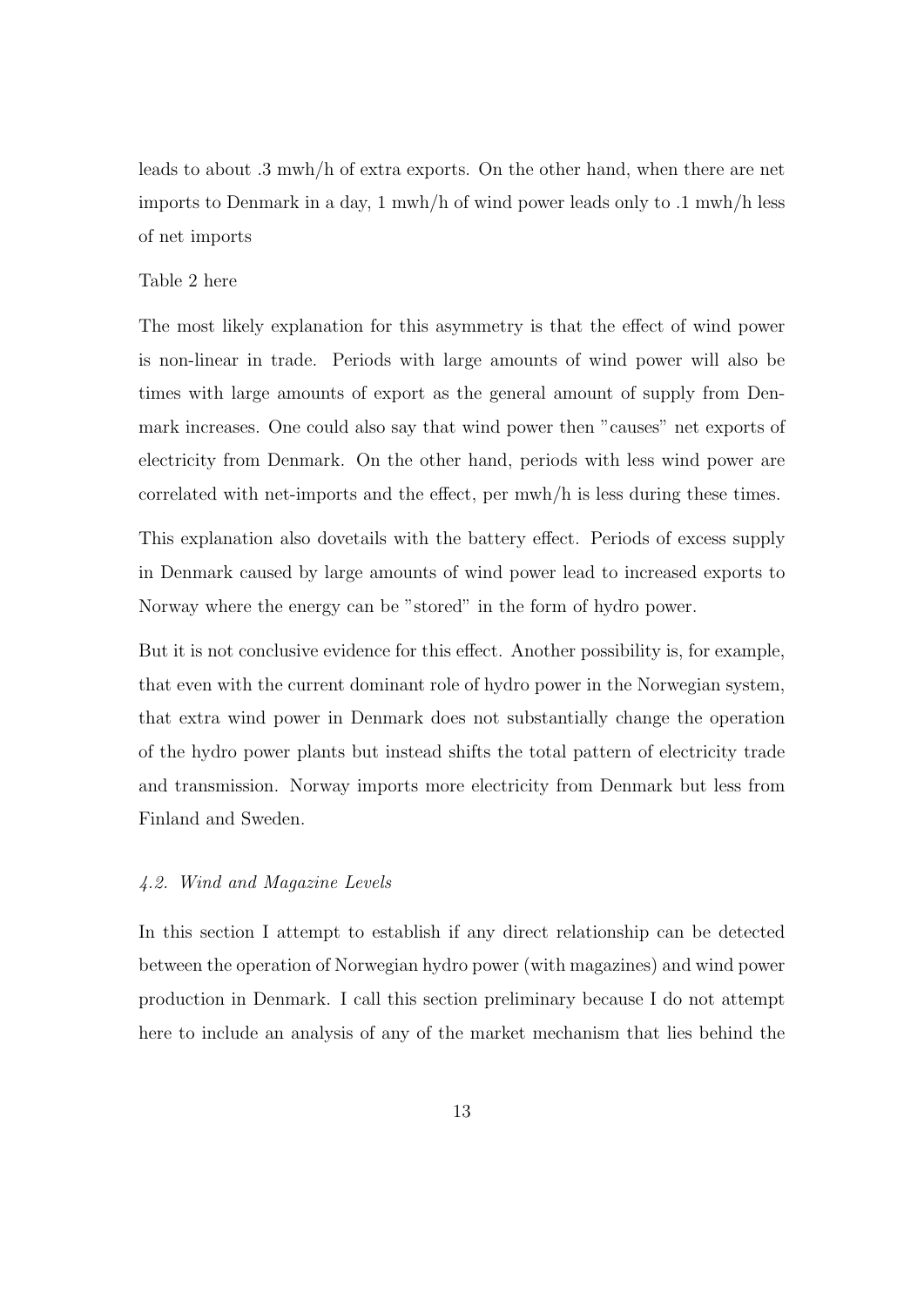leads to about .3 mwh/h of extra exports. On the other hand, when there are net imports to Denmark in a day, 1 mwh/h of wind power leads only to .1 mwh/h less of net imports

Table 2 here

The most likely explanation for this asymmetry is that the effect of wind power is non-linear in trade. Periods with large amounts of wind power will also be times with large amounts of export as the general amount of supply from Denmark increases. One could also say that wind power then "causes" net exports of electricity from Denmark. On the other hand, periods with less wind power are correlated with net-imports and the effect, per mwh/h is less during these times.

This explanation also dovetails with the battery effect. Periods of excess supply in Denmark caused by large amounts of wind power lead to increased exports to Norway where the energy can be "stored" in the form of hydro power.

But it is not conclusive evidence for this effect. Another possibility is, for example, that even with the current dominant role of hydro power in the Norwegian system, that extra wind power in Denmark does not substantially change the operation of the hydro power plants but instead shifts the total pattern of electricity trade and transmission. Norway imports more electricity from Denmark but less from Finland and Sweden.

### *4.2. Wind and Magazine Levels*

In this section I attempt to establish if any direct relationship can be detected between the operation of Norwegian hydro power (with magazines) and wind power production in Denmark. I call this section preliminary because I do not attempt here to include an analysis of any of the market mechanism that lies behind the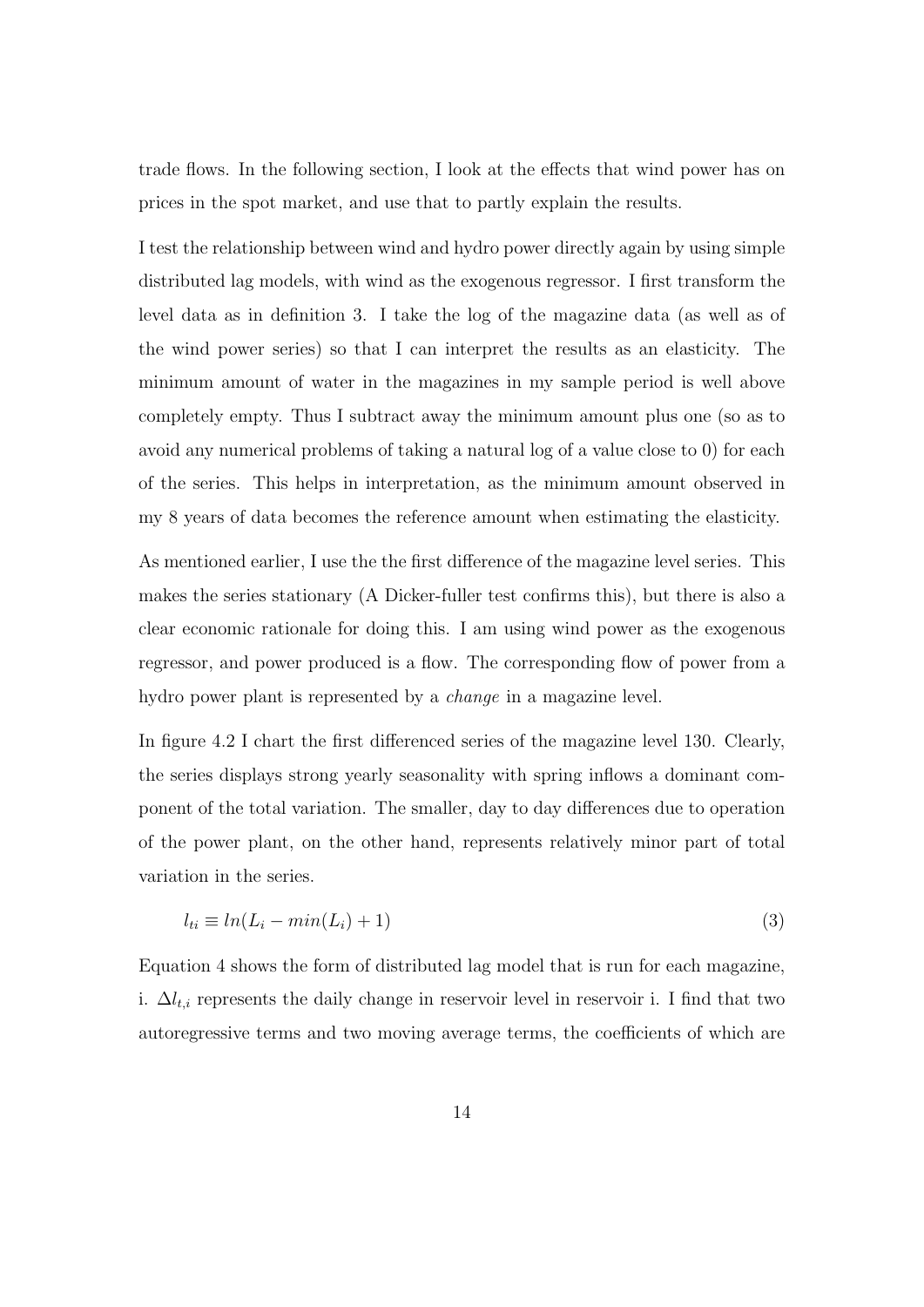trade flows. In the following section, I look at the effects that wind power has on prices in the spot market, and use that to partly explain the results.

I test the relationship between wind and hydro power directly again by using simple distributed lag models, with wind as the exogenous regressor. I first transform the level data as in definition 3. I take the log of the magazine data (as well as of the wind power series) so that I can interpret the results as an elasticity. The minimum amount of water in the magazines in my sample period is well above completely empty. Thus I subtract away the minimum amount plus one (so as to avoid any numerical problems of taking a natural log of a value close to 0) for each of the series. This helps in interpretation, as the minimum amount observed in my 8 years of data becomes the reference amount when estimating the elasticity.

As mentioned earlier, I use the the first difference of the magazine level series. This makes the series stationary (A Dicker-fuller test confirms this), but there is also a clear economic rationale for doing this. I am using wind power as the exogenous regressor, and power produced is a flow. The corresponding flow of power from a hydro power plant is represented by a *change* in a magazine level.

In figure 4.2 I chart the first differenced series of the magazine level 130. Clearly, the series displays strong yearly seasonality with spring inflows a dominant component of the total variation. The smaller, day to day differences due to operation of the power plant, on the other hand, represents relatively minor part of total variation in the series.

$$l_{ti} \equiv ln(L_i - min(L_i) + 1) \tag{3}$$

Equation 4 shows the form of distributed lag model that is run for each magazine, i. $\Delta l_{t,i}$ represents the daily change in reservoir level in reservoir i. I find that two autoregressive terms and two moving average terms, the coefficients of which are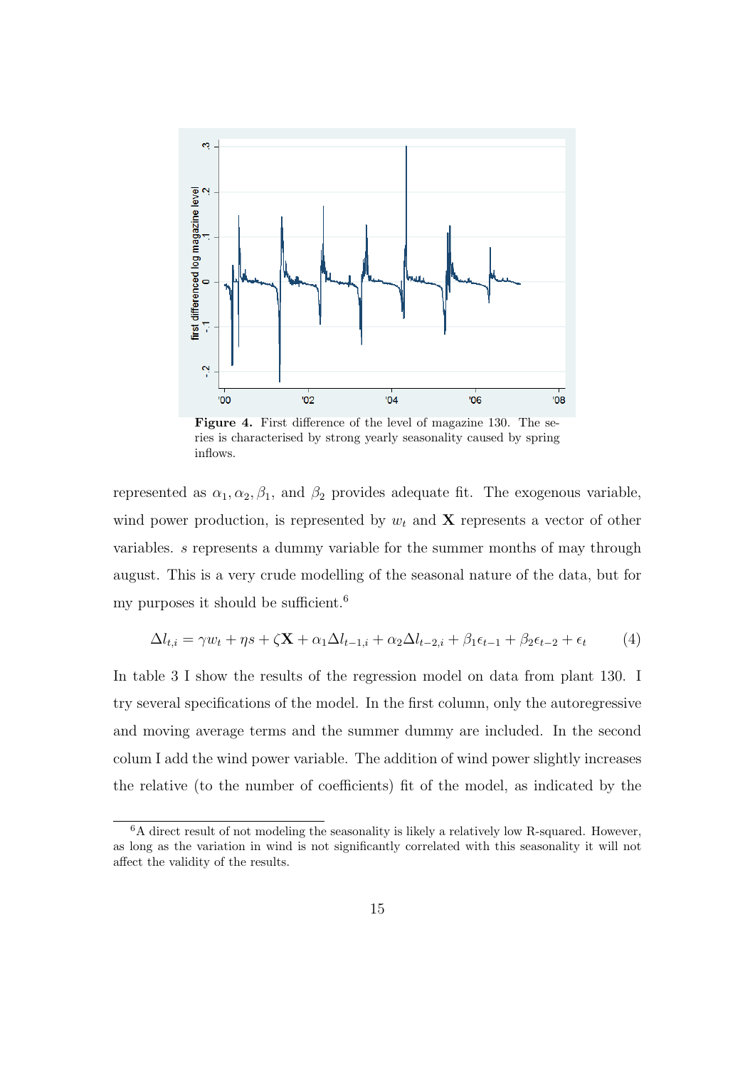**Figure 4.** First difference of the level of magazine 130. The series is characterised by strong yearly seasonality caused by spring inflows.

represented as $\alpha_1, \alpha_2, \beta_1$, and $\beta_2$ provides adequate fit. The exogenous variable, wind power production, is represented by $w_t$ and $\mathbf{X}$ represents a vector of other variables. $s$ represents a dummy variable for the summer months of may through august. This is a very crude modelling of the seasonal nature of the data, but for my purposes it should be sufficient.[6]

$$\Delta l_{t,i} = \gamma w_t + \eta s + \zeta \mathbf{X} + \alpha_1 \Delta l_{t-1,i} + \alpha_2 \Delta l_{t-2,i} + \beta_1 \epsilon_{t-1} + \beta_2 \epsilon_{t-2} + \epsilon_t \tag{4}$$

In table 3 I show the results of the regression model on data from plant 130. I try several specifications of the model. In the first column, only the autoregressive and moving average terms and the summer dummy are included. In the second colum I add the wind power variable. The addition of wind power slightly increases the relative (to the number of coefficients) fit of the model, as indicated by the

[6] A direct result of not modeling the seasonality is likely a relatively low R-squared. However, as long as the variation in wind is not significantly correlated with this seasonality it will not affect the validity of the results.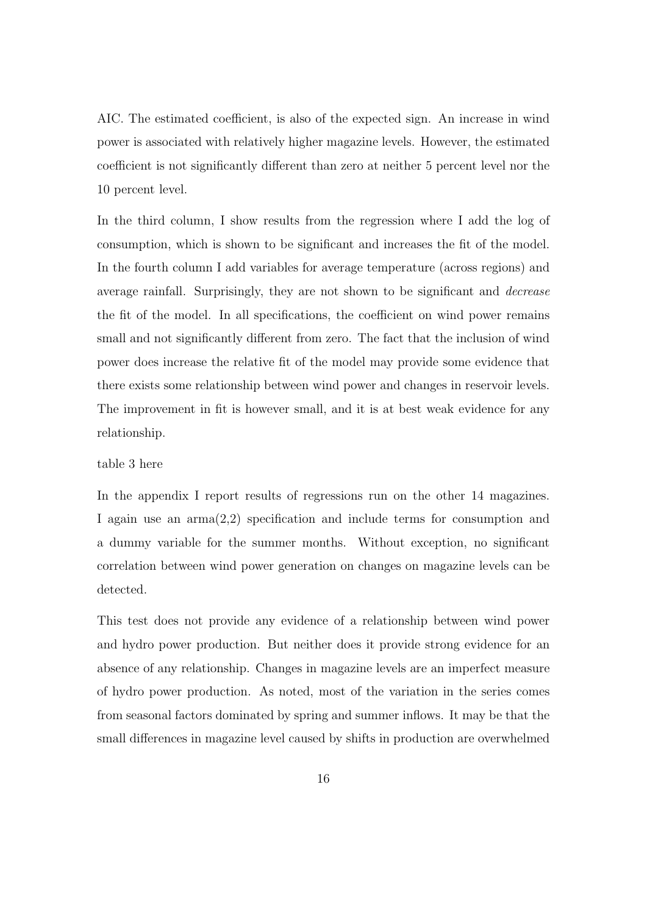AIC. The estimated coefficient, is also of the expected sign. An increase in wind power is associated with relatively higher magazine levels. However, the estimated coefficient is not significantly different than zero at neither 5 percent level nor the 10 percent level.

In the third column, I show results from the regression where I add the log of consumption, which is shown to be significant and increases the fit of the model. In the fourth column I add variables for average temperature (across regions) and average rainfall. Surprisingly, they are not shown to be significant and *decrease* the fit of the model. In all specifications, the coefficient on wind power remains small and not significantly different from zero. The fact that the inclusion of wind power does increase the relative fit of the model may provide some evidence that there exists some relationship between wind power and changes in reservoir levels. The improvement in fit is however small, and it is at best weak evidence for any relationship.

table 3 here

In the appendix I report results of regressions run on the other 14 magazines. I again use an arma(2,2) specification and include terms for consumption and a dummy variable for the summer months. Without exception, no significant correlation between wind power generation on changes on magazine levels can be detected.

This test does not provide any evidence of a relationship between wind power and hydro power production. But neither does it provide strong evidence for an absence of any relationship. Changes in magazine levels are an imperfect measure of hydro power production. As noted, most of the variation in the series comes from seasonal factors dominated by spring and summer inflows. It may be that the small differences in magazine level caused by shifts in production are overwhelmed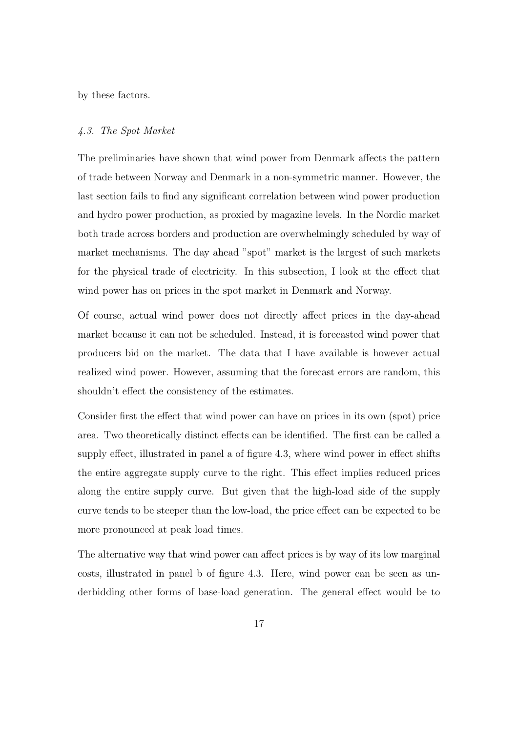by these factors.

### *4.3. The Spot Market*

The preliminaries have shown that wind power from Denmark affects the pattern of trade between Norway and Denmark in a non-symmetric manner. However, the last section fails to find any significant correlation between wind power production and hydro power production, as proxied by magazine levels. In the Nordic market both trade across borders and production are overwhelmingly scheduled by way of market mechanisms. The day ahead "spot" market is the largest of such markets for the physical trade of electricity. In this subsection, I look at the effect that wind power has on prices in the spot market in Denmark and Norway.

Of course, actual wind power does not directly affect prices in the day-ahead market because it can not be scheduled. Instead, it is forecasted wind power that producers bid on the market. The data that I have available is however actual realized wind power. However, assuming that the forecast errors are random, this shouldn't effect the consistency of the estimates.

Consider first the effect that wind power can have on prices in its own (spot) price area. Two theoretically distinct effects can be identified. The first can be called a supply effect, illustrated in panel a of figure 4.3, where wind power in effect shifts the entire aggregate supply curve to the right. This effect implies reduced prices along the entire supply curve. But given that the high-load side of the supply curve tends to be steeper than the low-load, the price effect can be expected to be more pronounced at peak load times.

The alternative way that wind power can affect prices is by way of its low marginal costs, illustrated in panel b of figure 4.3. Here, wind power can be seen as underbidding other forms of base-load generation. The general effect would be to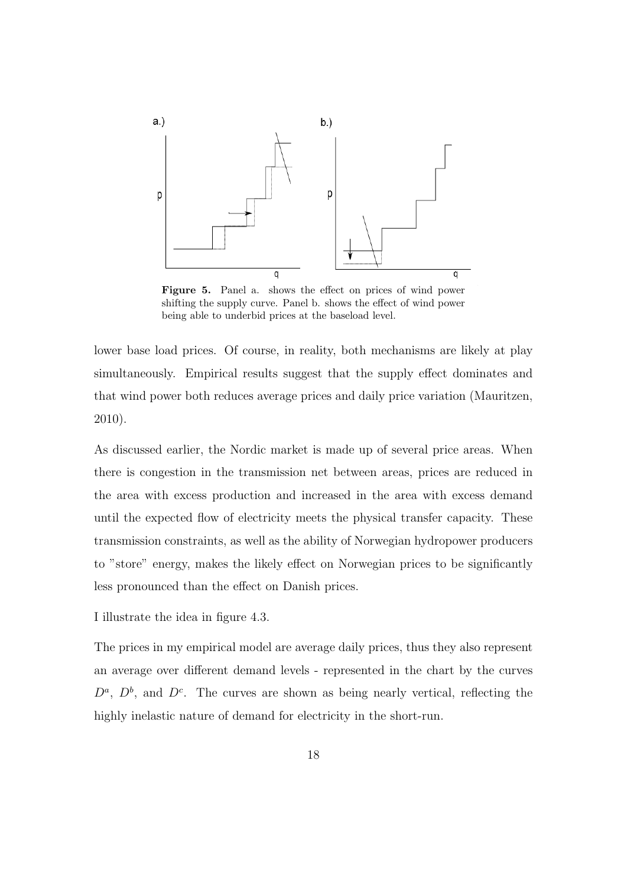Figure 5. Panel a. shows the effect on prices of wind power shifting the supply curve. Panel b. shows the effect of wind power being able to underbid prices at the baseload level.

lower base load prices. Of course, in reality, both mechanisms are likely at play simultaneously. Empirical results suggest that the supply effect dominates and that wind power both reduces average prices and daily price variation (Mauritzen, 2010).

As discussed earlier, the Nordic market is made up of several price areas. When there is congestion in the transmission net between areas, prices are reduced in the area with excess production and increased in the area with excess demand until the expected flow of electricity meets the physical transfer capacity. These transmission constraints, as well as the ability of Norwegian hydropower producers to "store" energy, makes the likely effect on Norwegian prices to be significantly less pronounced than the effect on Danish prices.

I illustrate the idea in figure 4.3.

The prices in my empirical model are average daily prices, thus they also represent an average over different demand levels - represented in the chart by the curves $D^a$, $D^b$, and $D^c$. The curves are shown as being nearly vertical, reflecting the highly inelastic nature of demand for electricity in the short-run.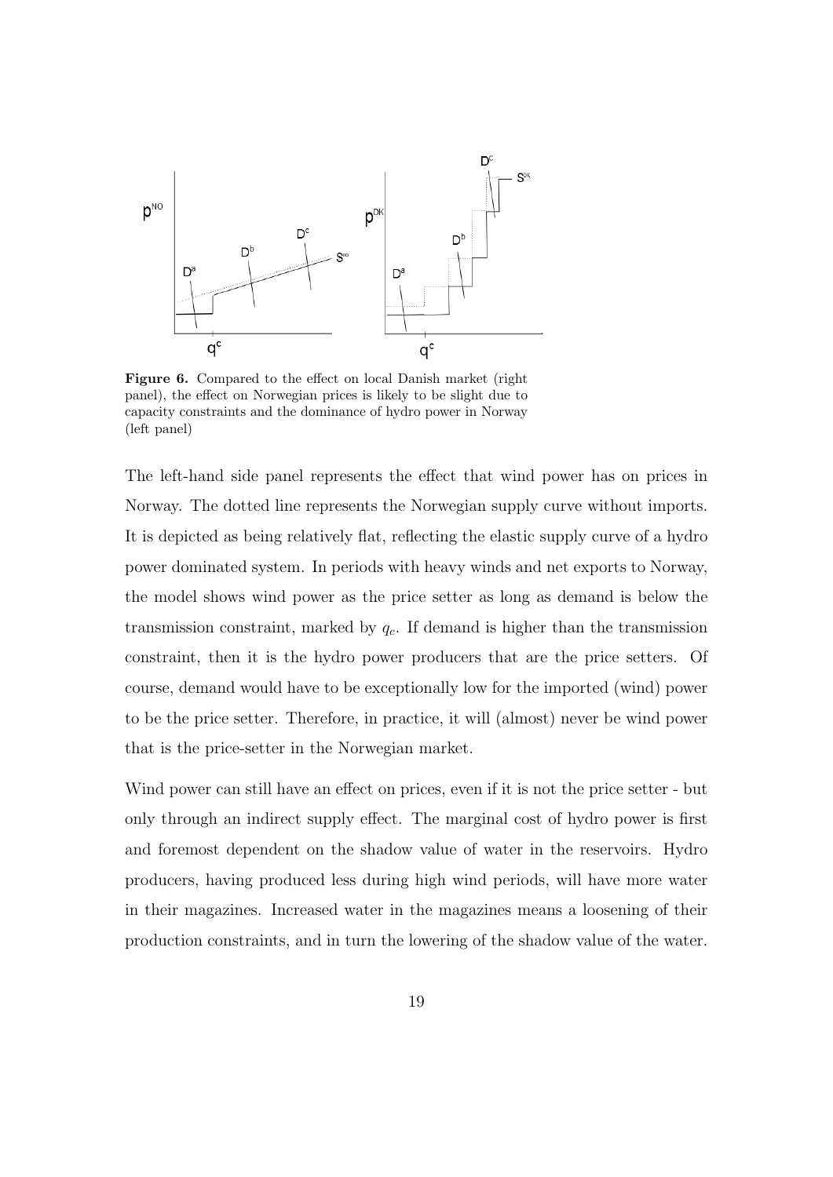**Figure 6.** Compared to the effect on local Danish market (right panel), the effect on Norwegian prices is likely to be slight due to capacity constraints and the dominance of hydro power in Norway (left panel)

The left-hand side panel represents the effect that wind power has on prices in Norway. The dotted line represents the Norwegian supply curve without imports. It is depicted as being relatively flat, reflecting the elastic supply curve of a hydro power dominated system. In periods with heavy winds and net exports to Norway, the model shows wind power as the price setter as long as demand is below the transmission constraint, marked by $q_c$. If demand is higher than the transmission constraint, then it is the hydro power producers that are the price setters. Of course, demand would have to be exceptionally low for the imported (wind) power to be the price setter. Therefore, in practice, it will (almost) never be wind power that is the price-setter in the Norwegian market.

Wind power can still have an effect on prices, even if it is not the price setter - but only through an indirect supply effect. The marginal cost of hydro power is first and foremost dependent on the shadow value of water in the reservoirs. Hydro producers, having produced less during high wind periods, will have more water in their magazines. Increased water in the magazines means a loosening of their production constraints, and in turn the lowering of the shadow value of the water.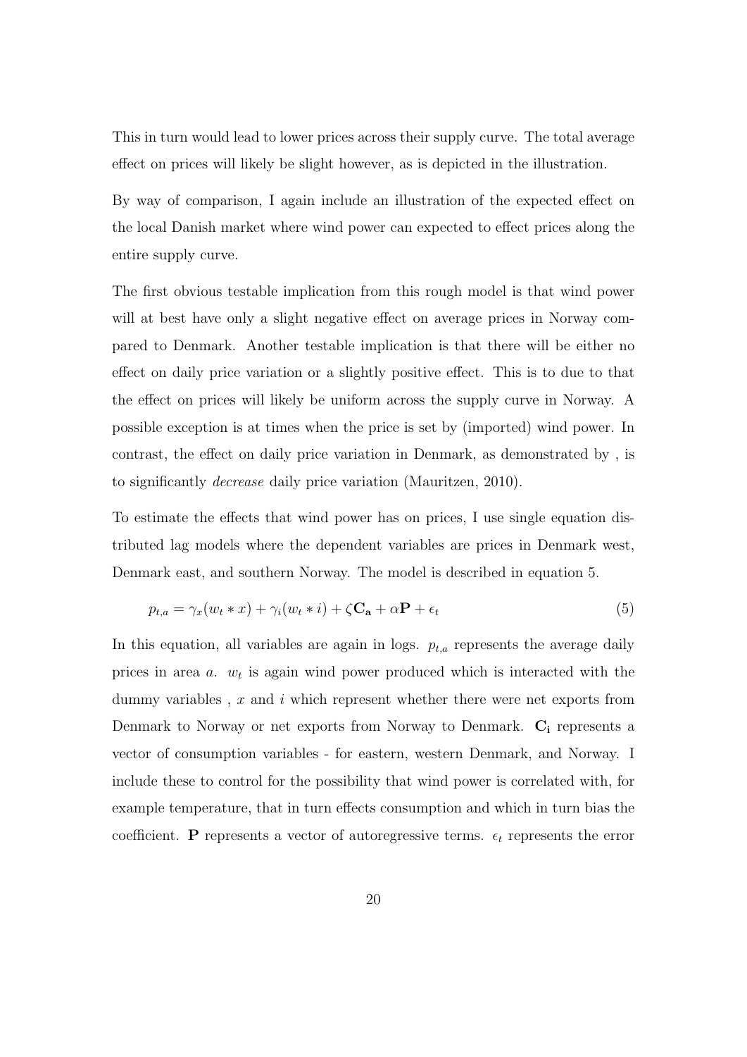This in turn would lead to lower prices across their supply curve. The total average effect on prices will likely be slight however, as is depicted in the illustration.

By way of comparison, I again include an illustration of the expected effect on the local Danish market where wind power can expected to effect prices along the entire supply curve.

The first obvious testable implication from this rough model is that wind power will at best have only a slight negative effect on average prices in Norway compared to Denmark. Another testable implication is that there will be either no effect on daily price variation or a slightly positive effect. This is to due to that the effect on prices will likely be uniform across the supply curve in Norway. A possible exception is at times when the price is set by (imported) wind power. In contrast, the effect on daily price variation in Denmark, as demonstrated by , is to significantly *decrease* daily price variation (Mauritzen, 2010).

To estimate the effects that wind power has on prices, I use single equation distributed lag models where the dependent variables are prices in Denmark west, Denmark east, and southern Norway. The model is described in equation 5.

$$p_{t,a} = \gamma_x(w_t * x) + \gamma_i(w_t * i) + \zeta \mathbf{C_a} + \alpha \mathbf{P} + \epsilon_t \tag{5}$$

In this equation, all variables are again in logs. $p_{t,a}$ represents the average daily prices in area $a$. $w_t$ is again wind power produced which is interacted with the dummy variables , $x$ and $i$ which represent whether there were net exports from Denmark to Norway or net exports from Norway to Denmark. $\mathbf{C_i}$ represents a vector of consumption variables - for eastern, western Denmark, and Norway. I include these to control for the possibility that wind power is correlated with, for example temperature, that in turn effects consumption and which in turn bias the coefficient. $\mathbf{P}$ represents a vector of autoregressive terms. $\epsilon_t$ represents the error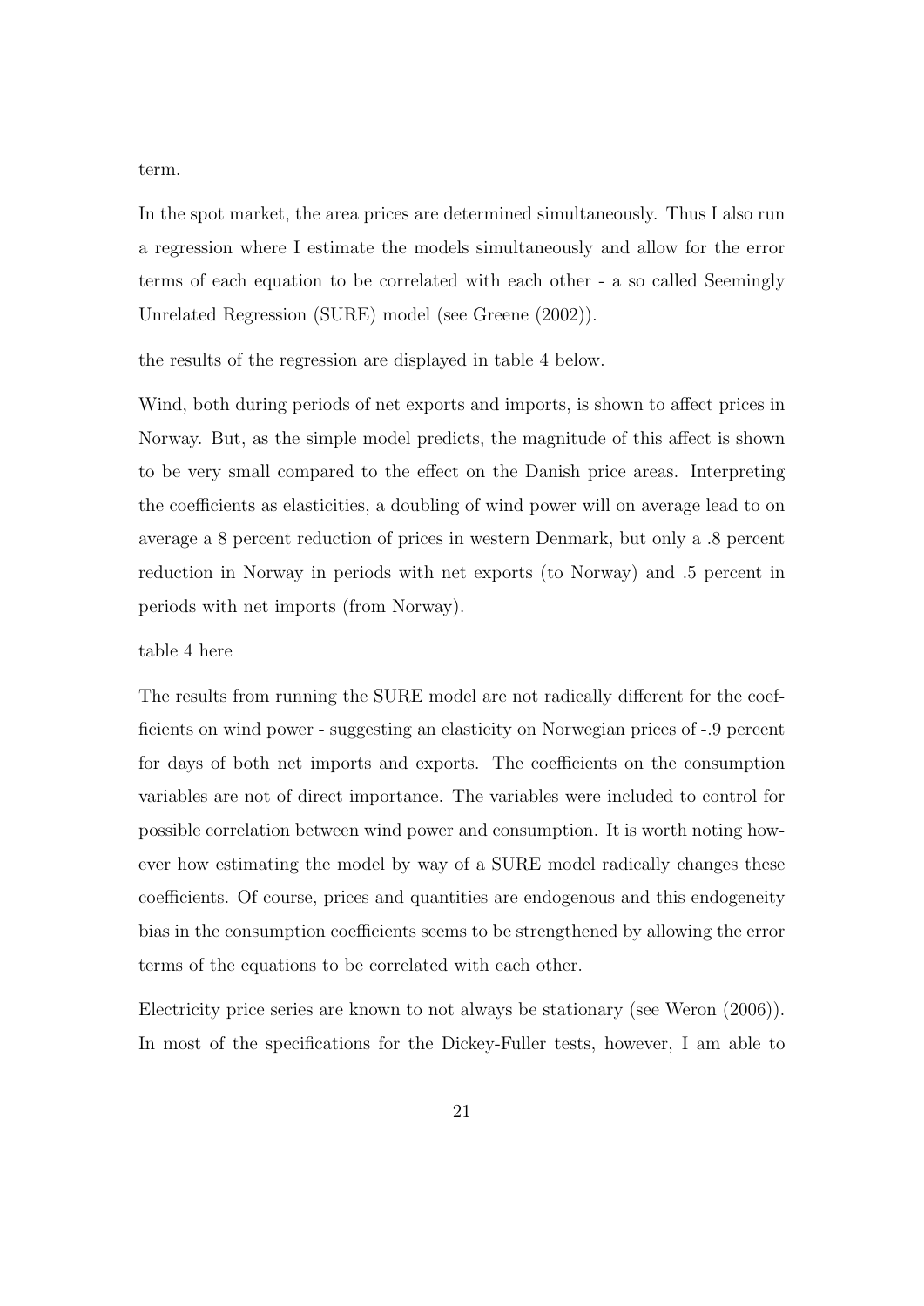term.

In the spot market, the area prices are determined simultaneously. Thus I also run a regression where I estimate the models simultaneously and allow for the error terms of each equation to be correlated with each other - a so called Seemingly Unrelated Regression (SURE) model (see Greene (2002)).

the results of the regression are displayed in table 4 below.

Wind, both during periods of net exports and imports, is shown to affect prices in Norway. But, as the simple model predicts, the magnitude of this affect is shown to be very small compared to the effect on the Danish price areas. Interpreting the coefficients as elasticities, a doubling of wind power will on average lead to on average a 8 percent reduction of prices in western Denmark, but only a .8 percent reduction in Norway in periods with net exports (to Norway) and .5 percent in periods with net imports (from Norway).

table 4 here

The results from running the SURE model are not radically different for the coefficients on wind power - suggesting an elasticity on Norwegian prices of -.9 percent for days of both net imports and exports. The coefficients on the consumption variables are not of direct importance. The variables were included to control for possible correlation between wind power and consumption. It is worth noting however how estimating the model by way of a SURE model radically changes these coefficients. Of course, prices and quantities are endogenous and this endogeneity bias in the consumption coefficients seems to be strengthened by allowing the error terms of the equations to be correlated with each other.

Electricity price series are known to not always be stationary (see Weron (2006)). In most of the specifications for the Dickey-Fuller tests, however, I am able to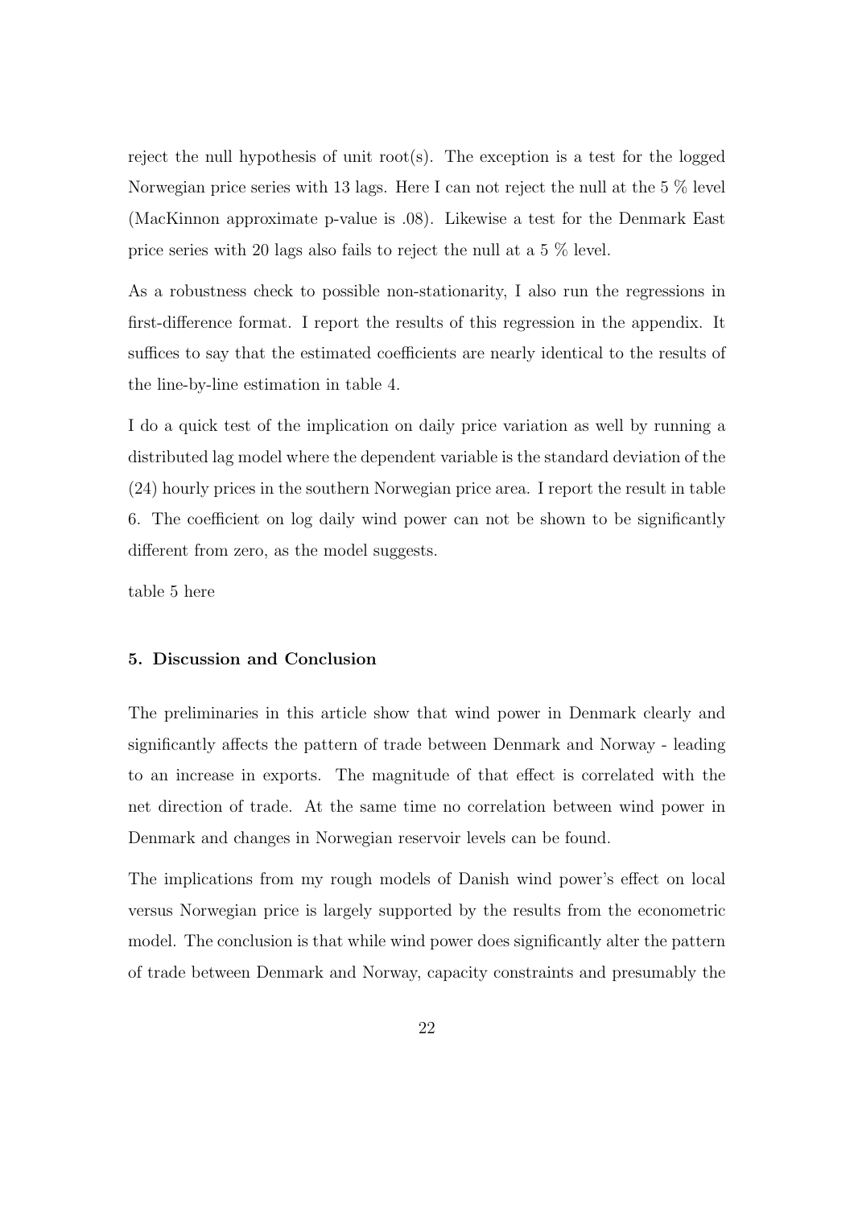reject the null hypothesis of unit root(s). The exception is a test for the logged Norwegian price series with 13 lags. Here I can not reject the null at the 5 % level (MacKinnon approximate p-value is .08). Likewise a test for the Denmark East price series with 20 lags also fails to reject the null at a 5 % level.

As a robustness check to possible non-stationarity, I also run the regressions in first-difference format. I report the results of this regression in the appendix. It suffices to say that the estimated coefficients are nearly identical to the results of the line-by-line estimation in table 4.

I do a quick test of the implication on daily price variation as well by running a distributed lag model where the dependent variable is the standard deviation of the (24) hourly prices in the southern Norwegian price area. I report the result in table 6. The coefficient on log daily wind power can not be shown to be significantly different from zero, as the model suggests.

table 5 here

### 5. Discussion and Conclusion

The preliminaries in this article show that wind power in Denmark clearly and significantly affects the pattern of trade between Denmark and Norway - leading to an increase in exports. The magnitude of that effect is correlated with the net direction of trade. At the same time no correlation between wind power in Denmark and changes in Norwegian reservoir levels can be found.

The implications from my rough models of Danish wind power's effect on local versus Norwegian price is largely supported by the results from the econometric model. The conclusion is that while wind power does significantly alter the pattern of trade between Denmark and Norway, capacity constraints and presumably the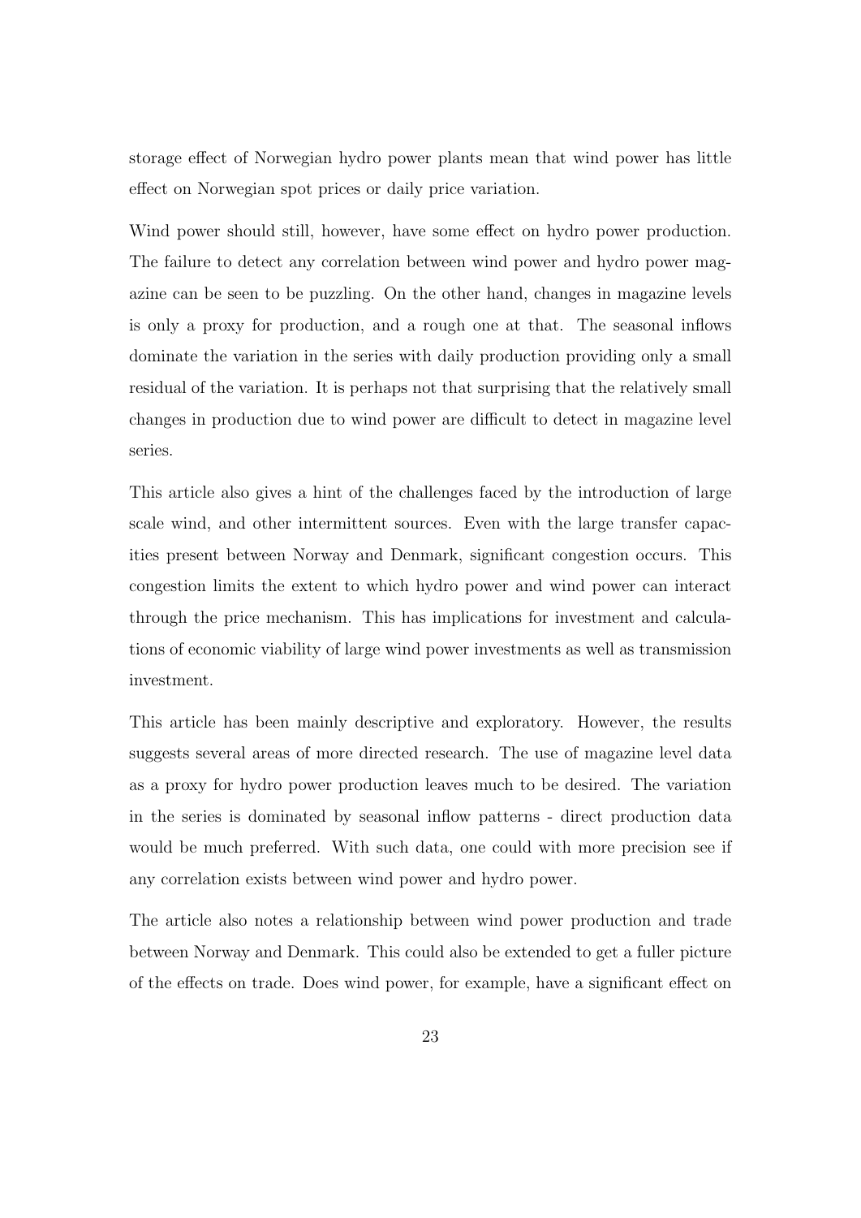storage effect of Norwegian hydro power plants mean that wind power has little effect on Norwegian spot prices or daily price variation.

Wind power should still, however, have some effect on hydro power production. The failure to detect any correlation between wind power and hydro power magazine can be seen to be puzzling. On the other hand, changes in magazine levels is only a proxy for production, and a rough one at that. The seasonal inflows dominate the variation in the series with daily production providing only a small residual of the variation. It is perhaps not that surprising that the relatively small changes in production due to wind power are difficult to detect in magazine level series.

This article also gives a hint of the challenges faced by the introduction of large scale wind, and other intermittent sources. Even with the large transfer capacities present between Norway and Denmark, significant congestion occurs. This congestion limits the extent to which hydro power and wind power can interact through the price mechanism. This has implications for investment and calculations of economic viability of large wind power investments as well as transmission investment.

This article has been mainly descriptive and exploratory. However, the results suggests several areas of more directed research. The use of magazine level data as a proxy for hydro power production leaves much to be desired. The variation in the series is dominated by seasonal inflow patterns - direct production data would be much preferred. With such data, one could with more precision see if any correlation exists between wind power and hydro power.

The article also notes a relationship between wind power production and trade between Norway and Denmark. This could also be extended to get a fuller picture of the effects on trade. Does wind power, for example, have a significant effect on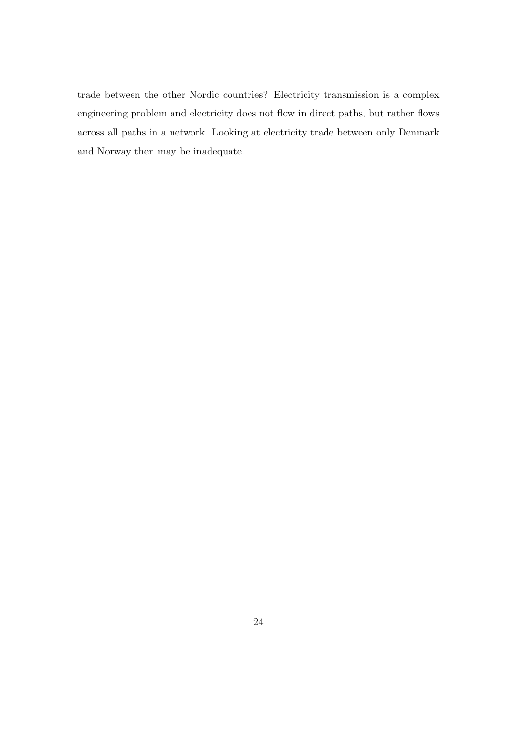trade between the other Nordic countries? Electricity transmission is a complex engineering problem and electricity does not flow in direct paths, but rather flows across all paths in a network. Looking at electricity trade between only Denmark and Norway then may be inadequate.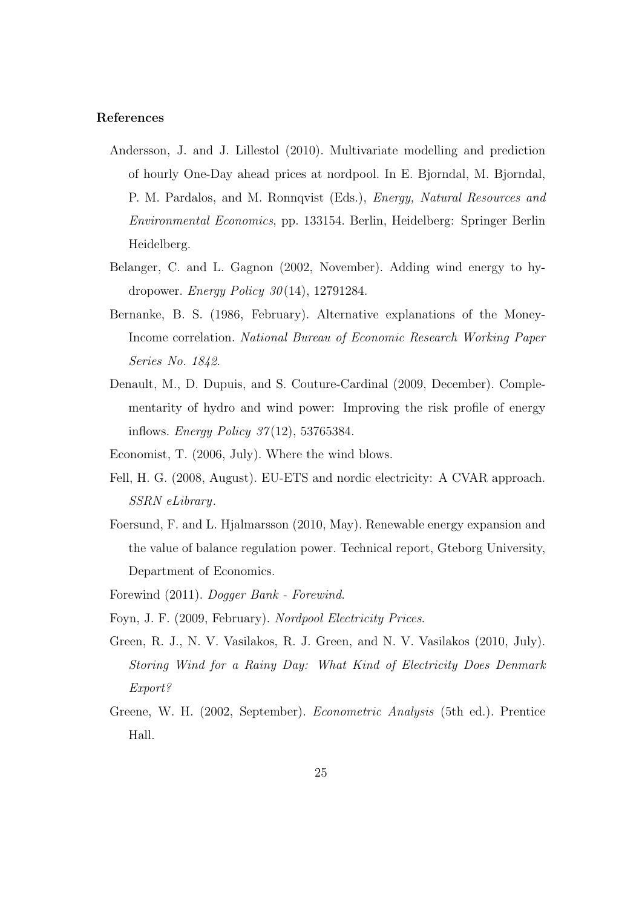**References**

Andersson, J. and J. Lillestol (2010). Multivariate modelling and prediction of hourly One-Day ahead prices at nordpool. In E. Bjorndal, M. Bjorndal, P. M. Pardalos, and M. Ronnqvist (Eds.), *Energy, Natural Resources and Environmental Economics*, pp. 133154. Berlin, Heidelberg: Springer Berlin Heidelberg.

Belanger, C. and L. Gagnon (2002, November). Adding wind energy to hydropower. *Energy Policy 30*(14), 12791284.

Bernanke, B. S. (1986, February). Alternative explanations of the Money-Income correlation. *National Bureau of Economic Research Working Paper Series No. 1842*.

Denault, M., D. Dupuis, and S. Couture-Cardinal (2009, December). Complementarity of hydro and wind power: Improving the risk profile of energy inflows. *Energy Policy 37*(12), 53765384.

Economist, T. (2006, July). Where the wind blows.

Fell, H. G. (2008, August). EU-ETS and nordic electricity: A CVAR approach. *SSRN eLibrary*.

Foersund, F. and L. Hjalmarsson (2010, May). Renewable energy expansion and the value of balance regulation power. Technical report, Gteborg University, Department of Economics.

Forewind (2011). *Dogger Bank - Forewind*.

Foyn, J. F. (2009, February). *Nordpool Electricity Prices*.

Green, R. J., N. V. Vasilakos, R. J. Green, and N. V. Vasilakos (2010, July). *Storing Wind for a Rainy Day: What Kind of Electricity Does Denmark Export?*

Greene, W. H. (2002, September). *Econometric Analysis* (5th ed.). Prentice Hall.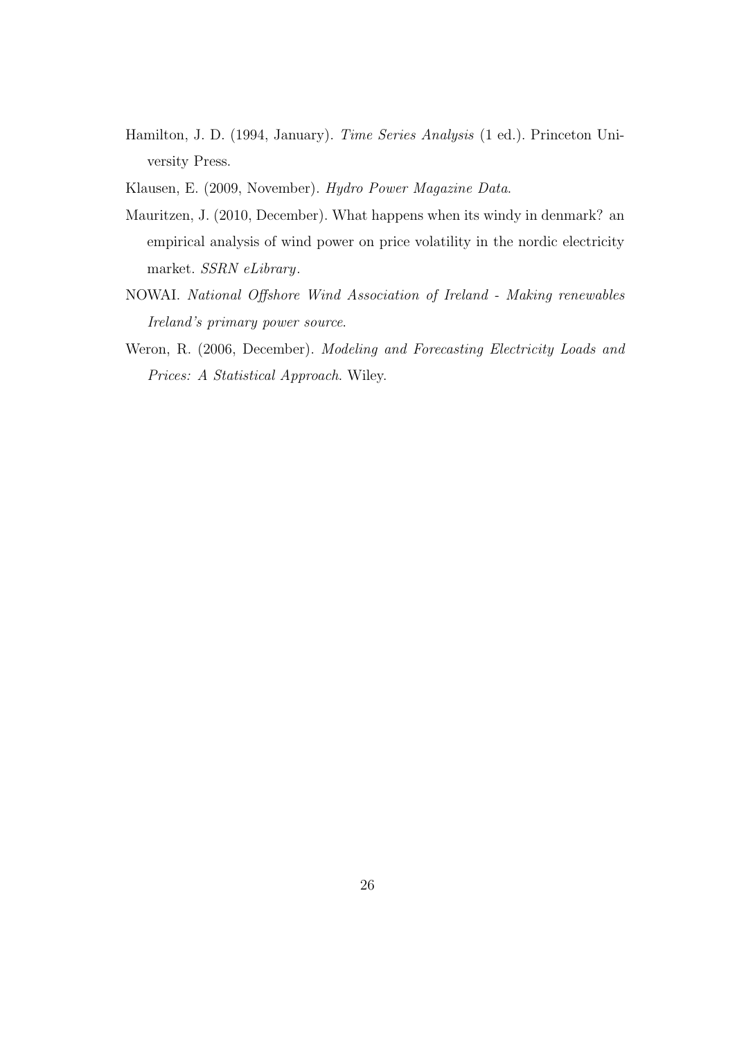Hamilton, J. D. (1994, January). *Time Series Analysis* (1 ed.). Princeton University Press.

Klausen, E. (2009, November). *Hydro Power Magazine Data*.

Mauritzen, J. (2010, December). What happens when its windy in denmark? an empirical analysis of wind power on price volatility in the nordic electricity market. *SSRN eLibrary*.

NOWAI. *National Offshore Wind Association of Ireland - Making renewables Ireland's primary power source*.

Weron, R. (2006, December). *Modeling and Forecasting Electricity Loads and Prices: A Statistical Approach*. Wiley.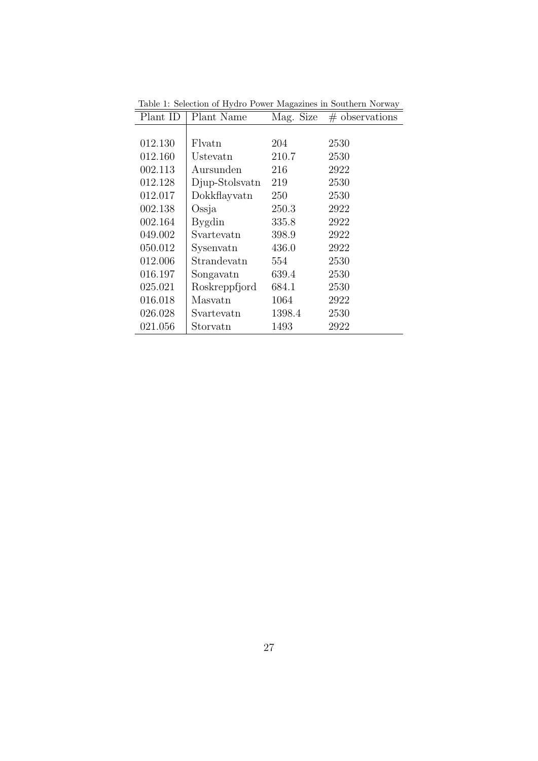Table 1: Selection of Hydro Power Magazines in Southern Norway

| Plant ID | Plant Name | Mag. Size | # observations |
|---|---|---|---|
| 012.130 | Flvatn | 204 | 2530 |
| 012.160 | Ustevatn | 210.7 | 2530 |
| 002.113 | Aursunden | 216 | 2922 |
| 012.128 | Djup-Stolsvatn | 219 | 2530 |
| 012.017 | Dokkflayvatn | 250 | 2530 |
| 002.138 | Ossja | 250.3 | 2922 |
| 002.164 | Bygdin | 335.8 | 2922 |
| 049.002 | Svartevatn | 398.9 | 2922 |
| 050.012 | Sysenvatn | 436.0 | 2922 |
| 012.006 | Strandevatn | 554 | 2530 |
| 016.197 | Songavatn | 639.4 | 2530 |
| 025.021 | Roskreppfjord | 684.1 | 2530 |
| 016.018 | Masvatn | 1064 | 2922 |
| 026.028 | Svartevatn | 1398.4 | 2530 |
| 021.056 | Storvatn | 1493 | 2922 |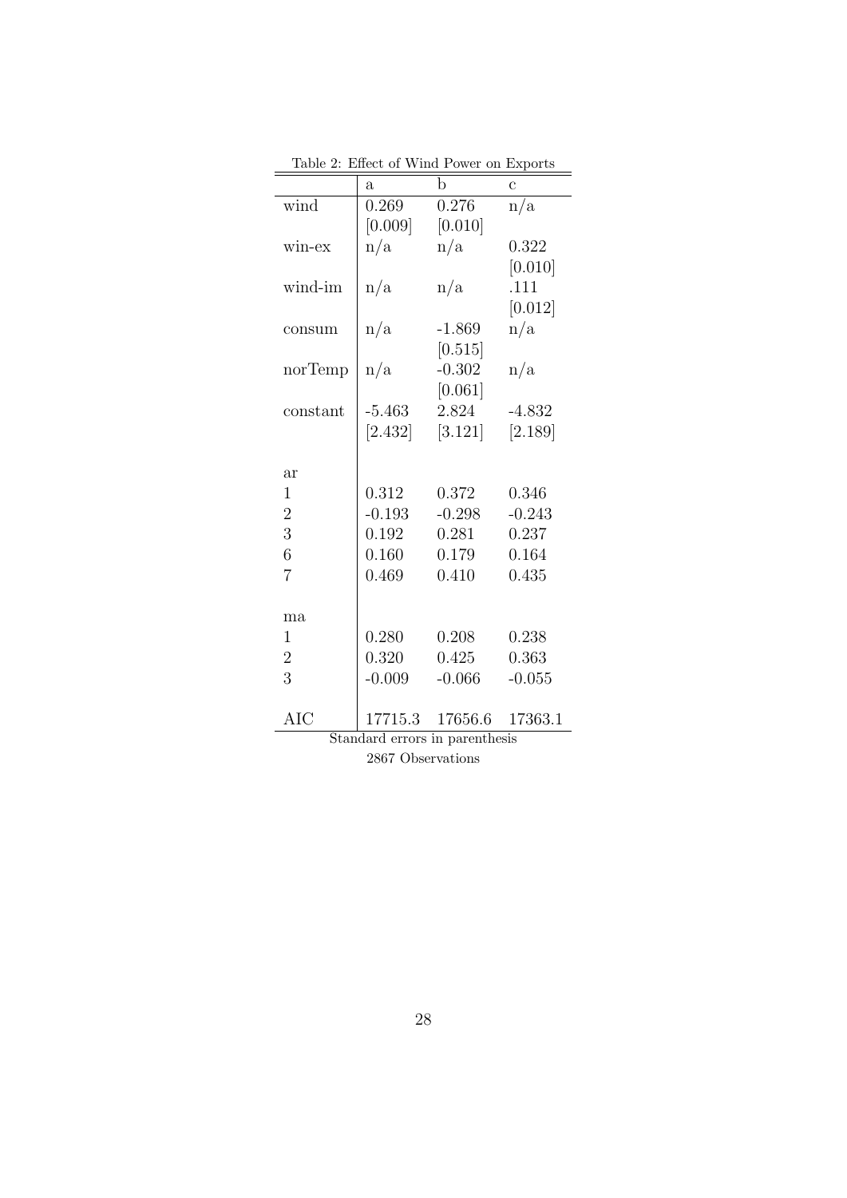Table 2: Effect of Wind Power on Exports

| | a | b | c |
|---|---|---|---|
| wind | 0.269 | 0.276 | n/a |
| | [0.009] | [0.010] | |
| win-ex | n/a | n/a | 0.322 |
| | | | [0.010] |
| wind-im | n/a | n/a | .111 |
| | | | [0.012] |
| consum | n/a | -1.869 | n/a |
| | | [0.515] | |
| norTemp | n/a | -0.302 | n/a |
| | | [0.061] | |
| constant | -5.463 | 2.824 | -4.832 |
| | [2.432] | [3.121] | [2.189] |
| | | | |
| ar | | | |
| 1 | 0.312 | 0.372 | 0.346 |
| 2 | -0.193 | -0.298 | -0.243 |
| 3 | 0.192 | 0.281 | 0.237 |
| 6 | 0.160 | 0.179 | 0.164 |
| 7 | 0.469 | 0.410 | 0.435 |
| | | | |
| ma | | | |
| 1 | 0.280 | 0.208 | 0.238 |
| 2 | 0.320 | 0.425 | 0.363 |
| 3 | -0.009 | -0.066 | -0.055 |
| | | | |
| AIC | 17715.3 | 17656.6 | 17363.1 |

Standard errors in parenthesis

2867 Observations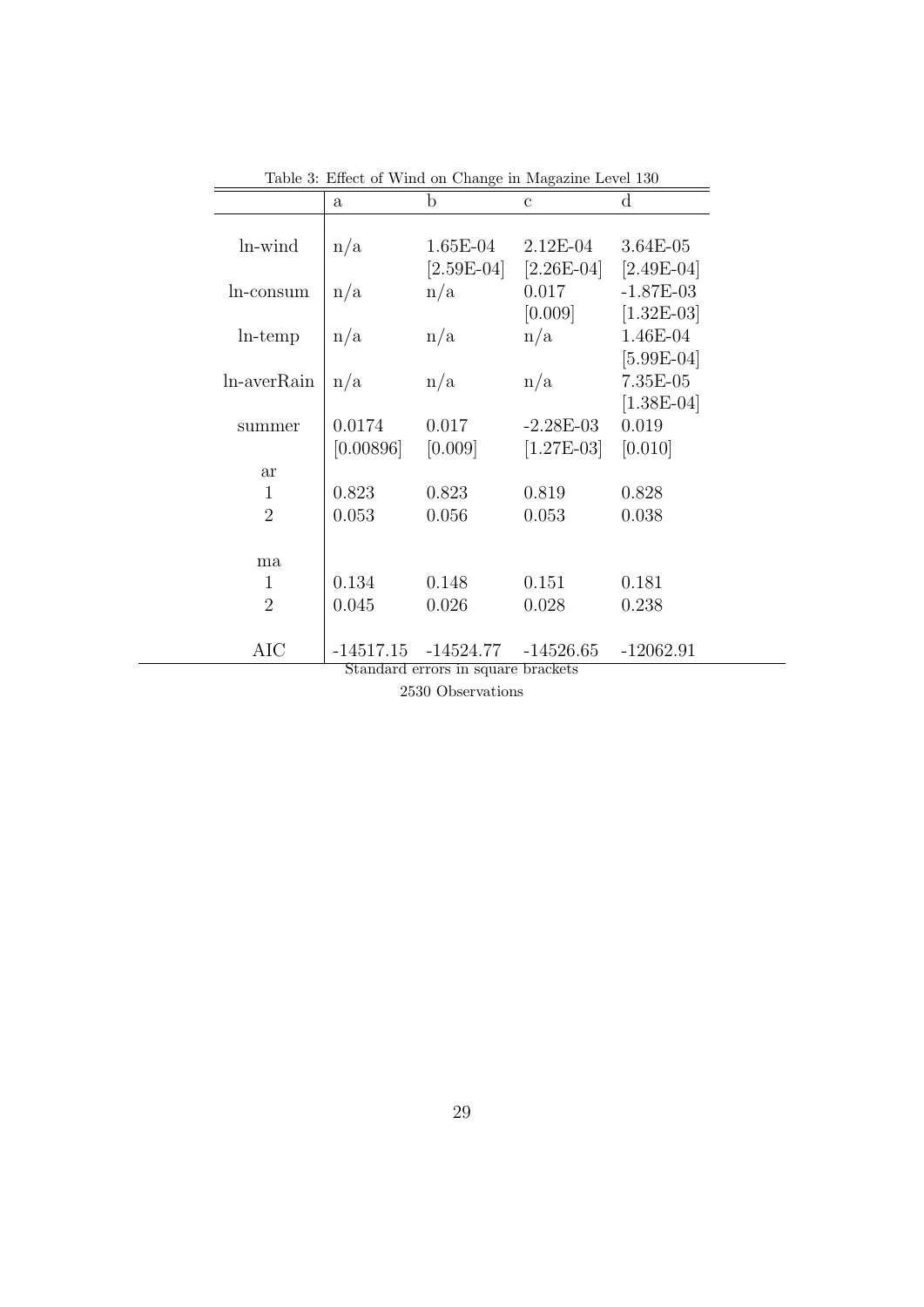Table 3: Effect of Wind on Change in Magazine Level 130

| | a | b | c | d |
|---|---|---|---|---|
| ln-wind | n/a | 1.65E-04 | 2.12E-04 | 3.64E-05 |
| | | [2.59E-04] | [2.26E-04] | [2.49E-04] |
| ln-consum | n/a | n/a | 0.017 | -1.87E-03 |
| | | | [0.009] | [1.32E-03] |
| ln-temp | n/a | n/a | n/a | 1.46E-04 |
| | | | | [5.99E-04] |
| ln-averRain | n/a | n/a | n/a | 7.35E-05 |
| | | | | [1.38E-04] |
| summer | 0.0174 | 0.017 | -2.28E-03 | 0.019 |
| | [0.00896] | [0.009] | [1.27E-03] | [0.010] |
| ar | | | | |
| 1 | 0.823 | 0.823 | 0.819 | 0.828 |
| 2 | 0.053 | 0.056 | 0.053 | 0.038 |
| ma | | | | |
| 1 | 0.134 | 0.148 | 0.151 | 0.181 |
| 2 | 0.045 | 0.026 | 0.028 | 0.238 |
| AIC | -14517.15 | -14524.77 | -14526.65 | -12062.91 |

Standard errors in square brackets

2530 Observations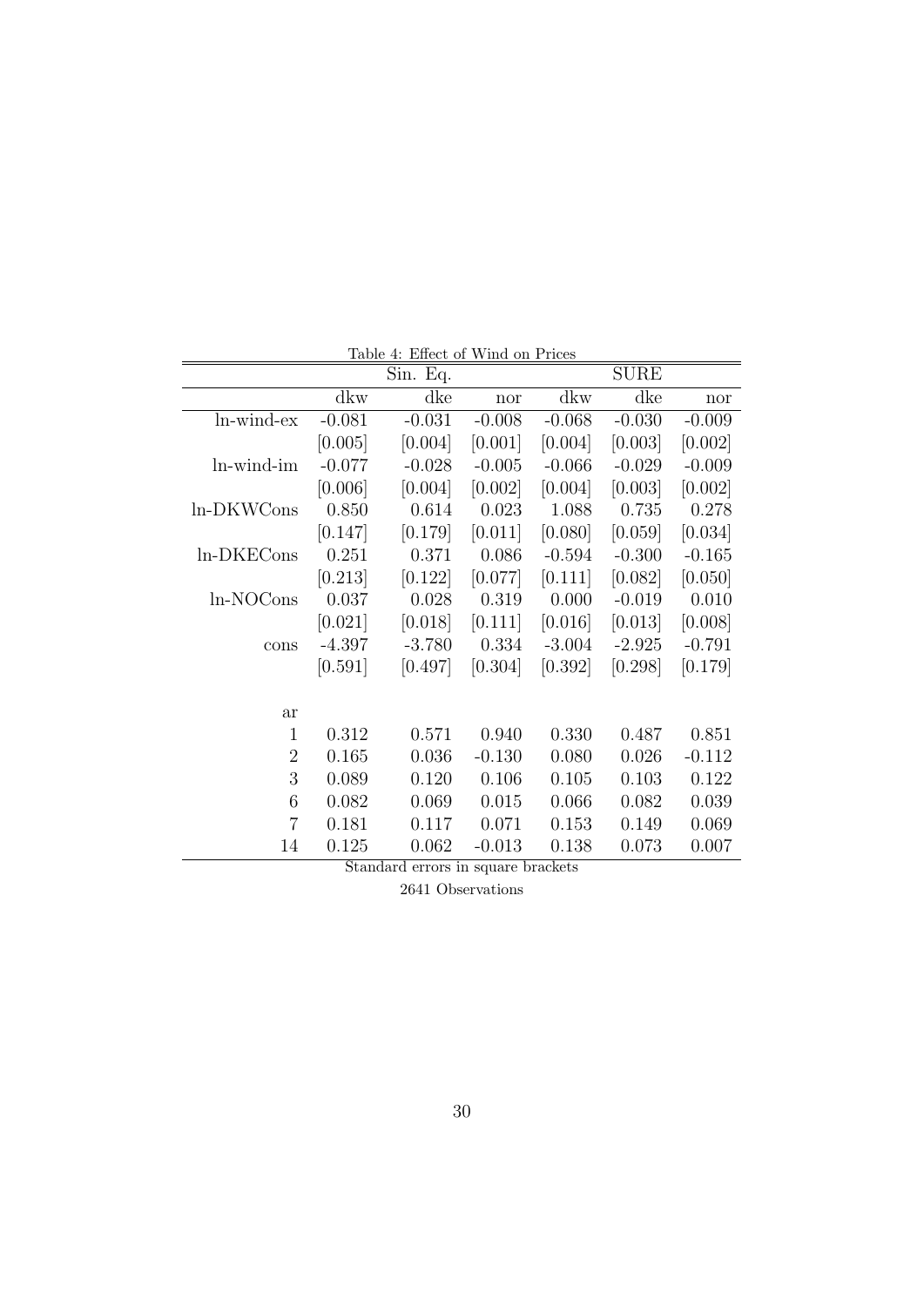Table 4: Effect of Wind on Prices

| | Sin. Eq. | | | SURE | | |
|---|---|---|---|---|---|---|
| | dkw | dke | nor | dkw | dke | nor |
| ln-wind-ex | -0.081 | -0.031 | -0.008 | -0.068 | -0.030 | -0.009 |
| | [0.005] | [0.004] | [0.001] | [0.004] | [0.003] | [0.002] |
| ln-wind-im | -0.077 | -0.028 | -0.005 | -0.066 | -0.029 | -0.009 |
| | [0.006] | [0.004] | [0.002] | [0.004] | [0.003] | [0.002] |
| ln-DKWCons | 0.850 | 0.614 | 0.023 | 1.088 | 0.735 | 0.278 |
| | [0.147] | [0.179] | [0.011] | [0.080] | [0.059] | [0.034] |
| ln-DKECons | 0.251 | 0.371 | 0.086 | -0.594 | -0.300 | -0.165 |
| | [0.213] | [0.122] | [0.077] | [0.111] | [0.082] | [0.050] |
| ln-NOCons | 0.037 | 0.028 | 0.319 | 0.000 | -0.019 | 0.010 |
| | [0.021] | [0.018] | [0.111] | [0.016] | [0.013] | [0.008] |
| cons | -4.397 | -3.780 | 0.334 | -3.004 | -2.925 | -0.791 |
| | [0.591] | [0.497] | [0.304] | [0.392] | [0.298] | [0.179] |
| ar | | | | | | |
| 1 | 0.312 | 0.571 | 0.940 | 0.330 | 0.487 | 0.851 |
| 2 | 0.165 | 0.036 | -0.130 | 0.080 | 0.026 | -0.112 |
| 3 | 0.089 | 0.120 | 0.106 | 0.105 | 0.103 | 0.122 |
| 6 | 0.082 | 0.069 | 0.015 | 0.066 | 0.082 | 0.039 |
| 7 | 0.181 | 0.117 | 0.071 | 0.153 | 0.149 | 0.069 |
| 14 | 0.125 | 0.062 | -0.013 | 0.138 | 0.073 | 0.007 |

Standard errors in square brackets

2641 Observations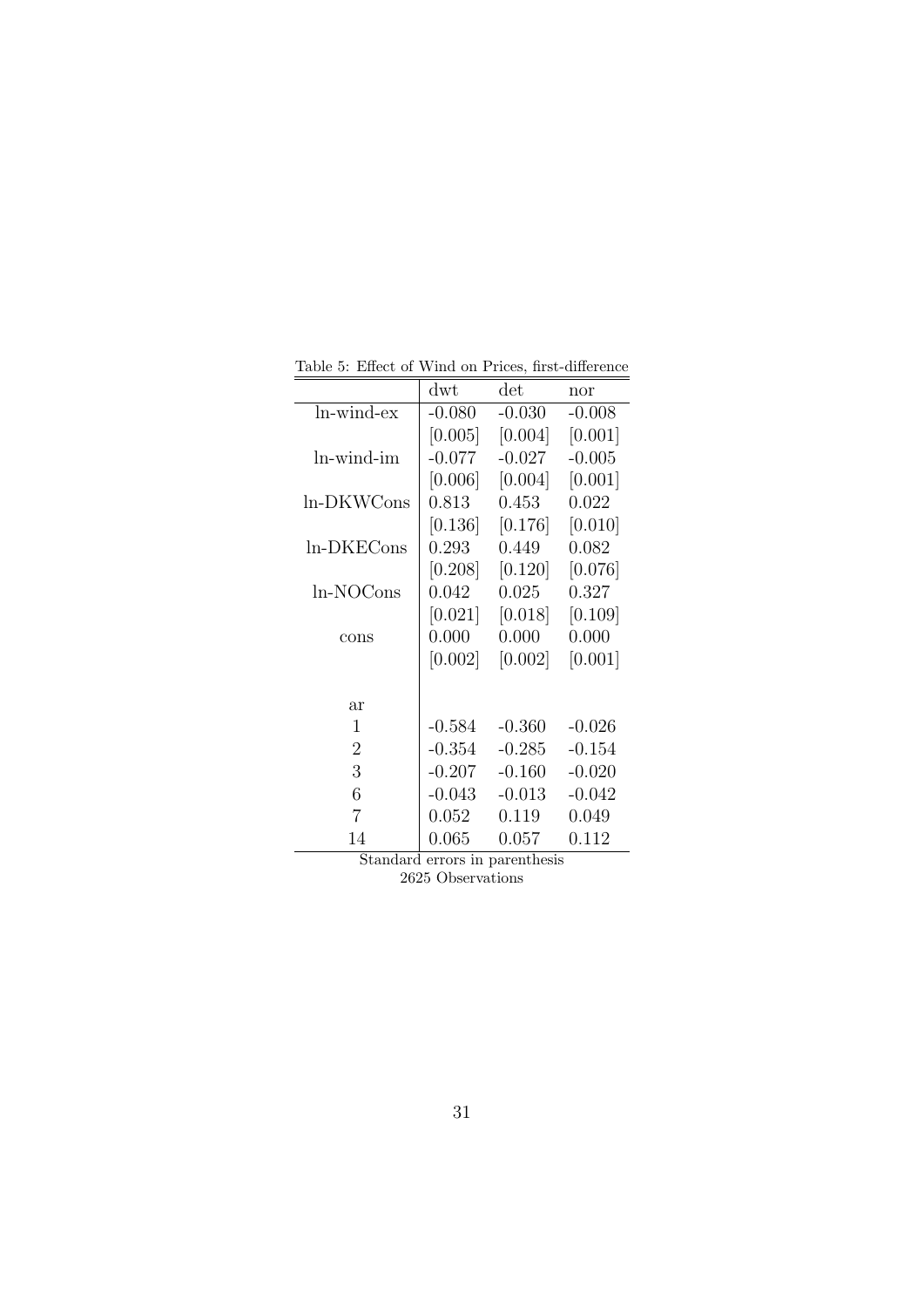Table 5: Effect of Wind on Prices, first-difference

| | dwt | det | nor |
|---|---|---|---|
| ln-wind-ex | -0.080 | -0.030 | -0.008 |
| | [0.005] | [0.004] | [0.001] |
| ln-wind-im | -0.077 | -0.027 | -0.005 |
| | [0.006] | [0.004] | [0.001] |
| ln-DKWCons | 0.813 | 0.453 | 0.022 |
| | [0.136] | [0.176] | [0.010] |
| ln-DKECons | 0.293 | 0.449 | 0.082 |
| | [0.208] | [0.120] | [0.076] |
| ln-NOCons | 0.042 | 0.025 | 0.327 |
| | [0.021] | [0.018] | [0.109] |
| cons | 0.000 | 0.000 | 0.000 |
| | [0.002] | [0.002] | [0.001] |
| | | | |
| ar | | | |
| 1 | -0.584 | -0.360 | -0.026 |
| 2 | -0.354 | -0.285 | -0.154 |
| 3 | -0.207 | -0.160 | -0.020 |
| 6 | -0.043 | -0.013 | -0.042 |
| 7 | 0.052 | 0.119 | 0.049 |
| 14 | 0.065 | 0.057 | 0.112 |

Standard errors in parenthesis

2625 Observations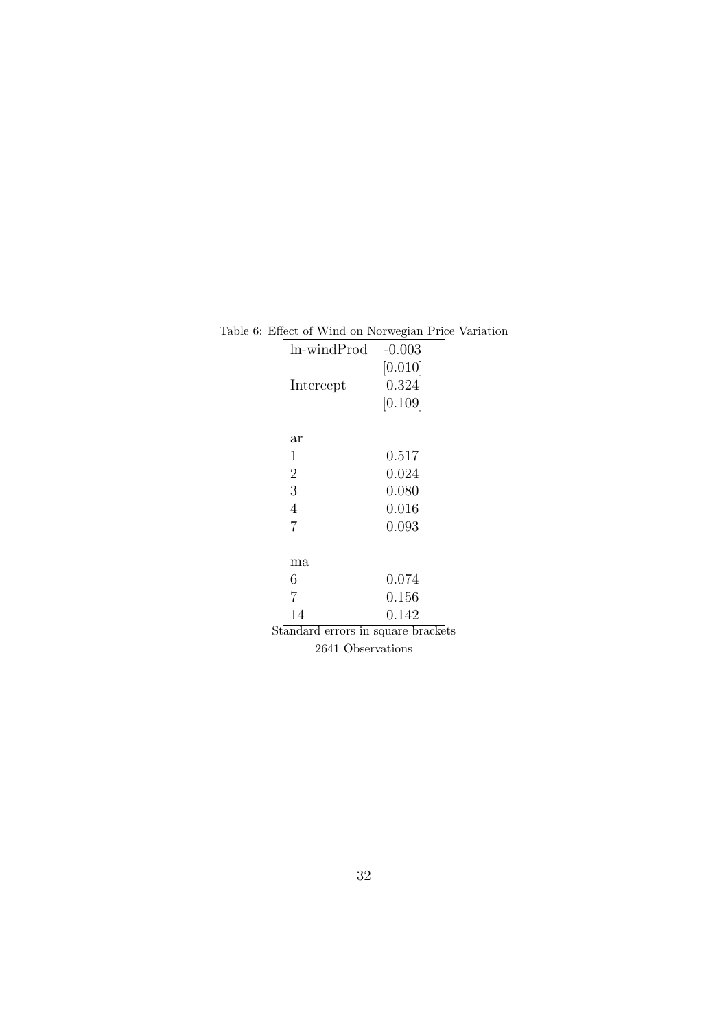Table 6: Effect of Wind on Norwegian Price Variation

| | |
|---|---|
| ln-windProd | -0.003 |
| | [0.010] |
| Intercept | 0.324 |
| | [0.109] |
| | |
| ar | |
| 1 | 0.517 |
| 2 | 0.024 |
| 3 | 0.080 |
| 4 | 0.016 |
| 7 | 0.093 |
| | |
| ma | |
| 6 | 0.074 |
| 7 | 0.156 |
| 14 | 0.142 |

Standard errors in square brackets

2641 Observations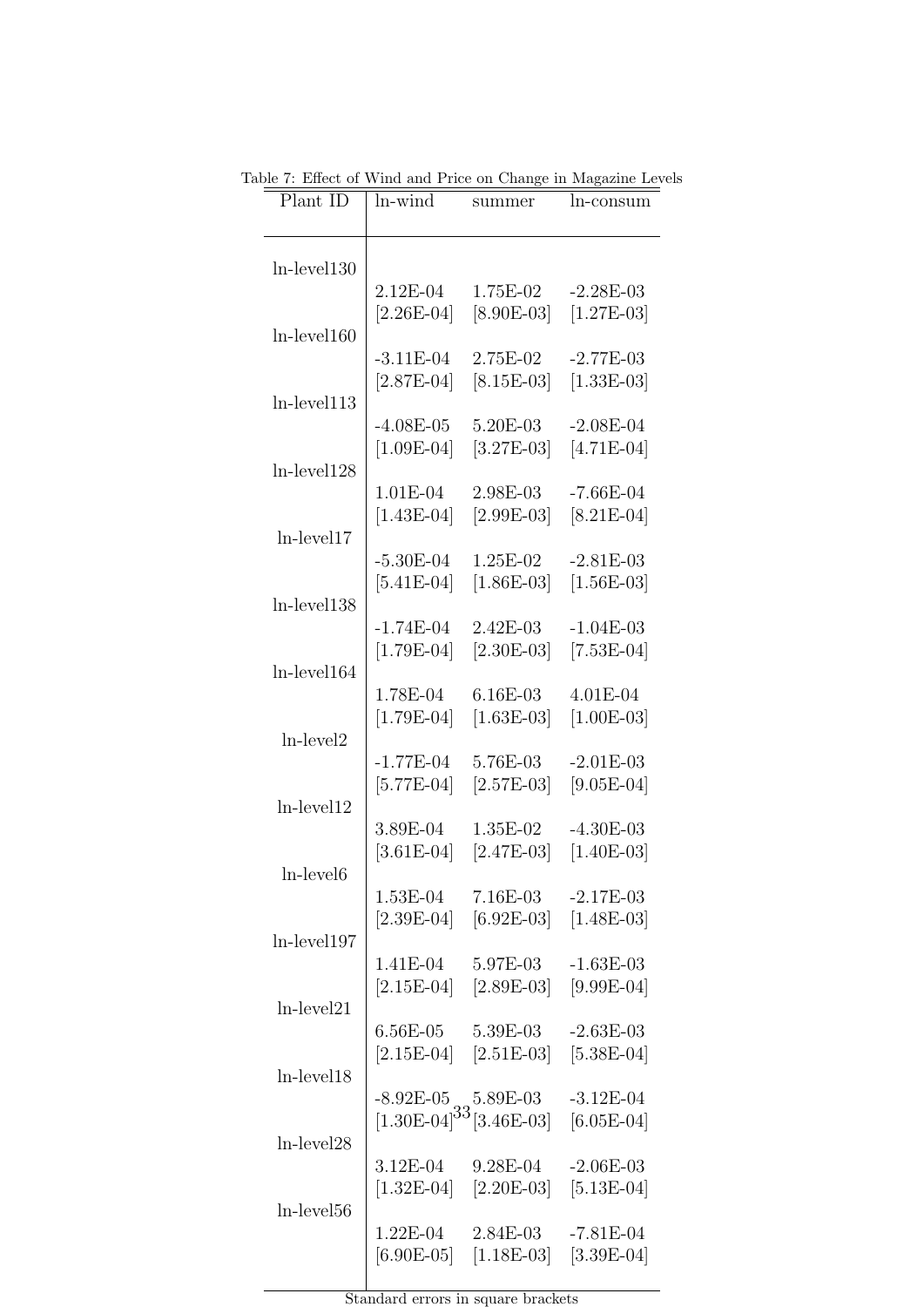Table 7: Effect of Wind and Price on Change in Magazine Levels

| Plant ID | ln-wind | summer | ln-consum |
|---|---|---|---|
| ln-level130 | 2.12E-04 | 1.75E-02 | -2.28E-03 |
| | [2.26E-04] | [8.90E-03] | [1.27E-03] |
| ln-level160 | -3.11E-04 | 2.75E-02 | -2.77E-03 |
| | [2.87E-04] | [8.15E-03] | [1.33E-03] |
| ln-level113 | -4.08E-05 | 5.20E-03 | -2.08E-04 |
| | [1.09E-04] | [3.27E-03] | [4.71E-04] |
| ln-level128 | 1.01E-04 | 2.98E-03 | -7.66E-04 |
| | [1.43E-04] | [2.99E-03] | [8.21E-04] |
| ln-level17 | -5.30E-04 | 1.25E-02 | -2.81E-03 |
| | [5.41E-04] | [1.86E-03] | [1.56E-03] |
| ln-level138 | -1.74E-04 | 2.42E-03 | -1.04E-03 |
| | [1.79E-04] | [2.30E-03] | [7.53E-04] |
| ln-level164 | 1.78E-04 | 6.16E-03 | 4.01E-04 |
| | [1.79E-04] | [1.63E-03] | [1.00E-03] |
| ln-level2 | -1.77E-04 | 5.76E-03 | -2.01E-03 |
| | [5.77E-04] | [2.57E-03] | [9.05E-04] |
| ln-level12 | 3.89E-04 | 1.35E-02 | -4.30E-03 |
| | [3.61E-04] | [2.47E-03] | [1.40E-03] |
| ln-level6 | 1.53E-04 | 7.16E-03 | -2.17E-03 |
| | [2.39E-04] | [6.92E-03] | [1.48E-03] |
| ln-level197 | 1.41E-04 | 5.97E-03 | -1.63E-03 |
| | [2.15E-04] | [2.89E-03] | [9.99E-04] |
| ln-level21 | 6.56E-05 | 5.39E-03 | -2.63E-03 |
| | [2.15E-04] | [2.51E-03] | [5.38E-04] |
| ln-level18 | -8.92E-05 | 5.89E-03 | -3.12E-04 |
| | [1.30E-04] | [3.46E-03] | [6.05E-04] |
| ln-level28 | 3.12E-04 | 9.28E-04 | -2.06E-03 |
| | [1.32E-04] | [2.20E-03] | [5.13E-04] |
| ln-level56 | 1.22E-04 | 2.84E-03 | -7.81E-04 |
| | [6.90E-05] | [1.18E-03] | [3.39E-04] |

Standard errors in square brackets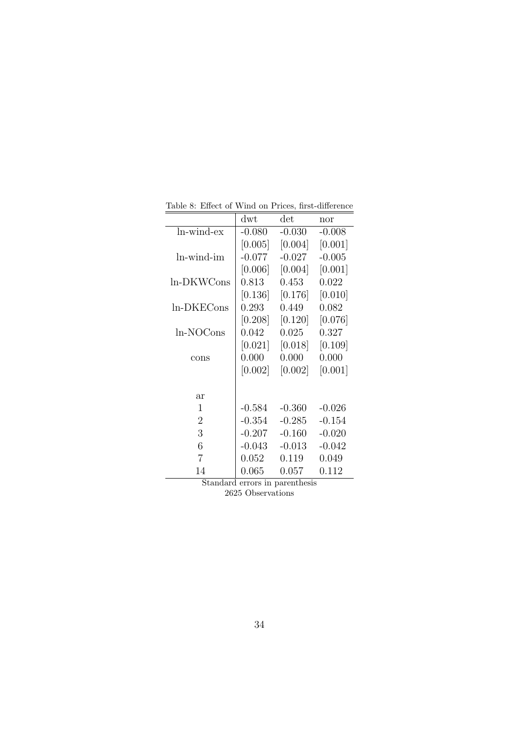Table 8: Effect of Wind on Prices, first-difference

| | dwt | det | nor |
|---|---|---|---|
| ln-wind-ex | -0.080 | -0.030 | -0.008 |
| | [0.005] | [0.004] | [0.001] |
| ln-wind-im | -0.077 | -0.027 | -0.005 |
| | [0.006] | [0.004] | [0.001] |
| ln-DKWCons | 0.813 | 0.453 | 0.022 |
| | [0.136] | [0.176] | [0.010] |
| ln-DKECons | 0.293 | 0.449 | 0.082 |
| | [0.208] | [0.120] | [0.076] |
| ln-NOCons | 0.042 | 0.025 | 0.327 |
| | [0.021] | [0.018] | [0.109] |
| cons | 0.000 | 0.000 | 0.000 |
| | [0.002] | [0.002] | [0.001] |
| | | | |
| ar | | | |
| 1 | -0.584 | -0.360 | -0.026 |
| 2 | -0.354 | -0.285 | -0.154 |
| 3 | -0.207 | -0.160 | -0.020 |
| 6 | -0.043 | -0.013 | -0.042 |
| 7 | 0.052 | 0.119 | 0.049 |
| 14 | 0.065 | 0.057 | 0.112 |

Standard errors in parenthesis
2625 Observations